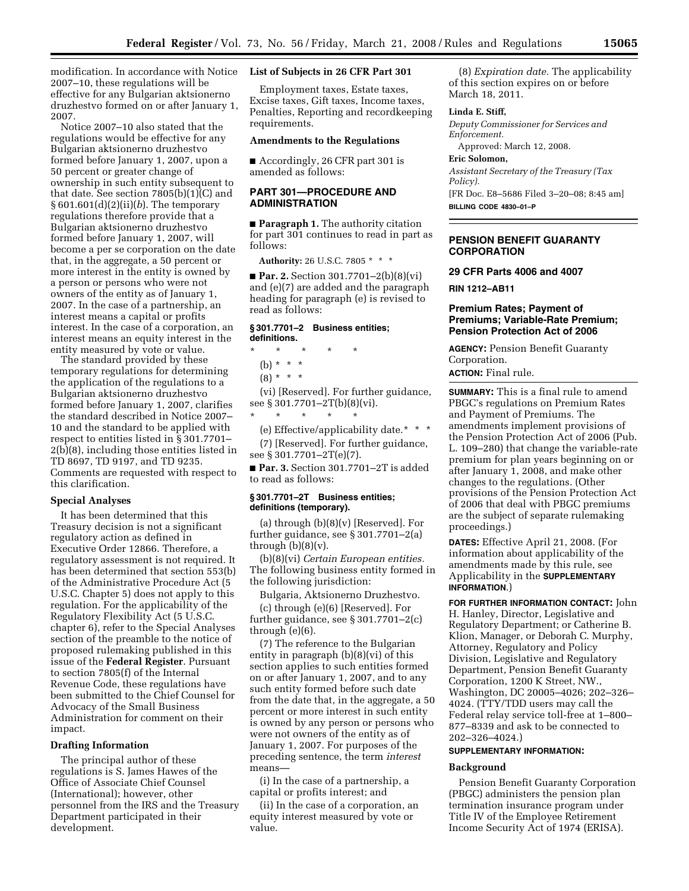modification. In accordance with Notice 2007–10, these regulations will be effective for any Bulgarian aktsionerno druzhestvo formed on or after January 1, 2007.

Notice 2007–10 also stated that the regulations would be effective for any Bulgarian aktsionerno druzhestvo formed before January 1, 2007, upon a 50 percent or greater change of ownership in such entity subsequent to that date. See section 7805(b)(1)(C) and § 601.601(d)(2)(ii)(*b*). The temporary regulations therefore provide that a Bulgarian aktsionerno druzhestvo formed before January 1, 2007, will become a per se corporation on the date that, in the aggregate, a 50 percent or more interest in the entity is owned by a person or persons who were not owners of the entity as of January 1, 2007. In the case of a partnership, an interest means a capital or profits interest. In the case of a corporation, an interest means an equity interest in the entity measured by vote or value.

The standard provided by these temporary regulations for determining the application of the regulations to a Bulgarian aktsionerno druzhestvo formed before January 1, 2007, clarifies the standard described in Notice 2007–10 and the standard to be applied with respect to entities listed in § 301.7701–2(b)(8), including those entities listed in TD 8697, TD 9197, and TD 9235. Comments are requested with respect to this clarification.

## Special Analyses

It has been determined that this Treasury decision is not a significant regulatory action as defined in Executive Order 12866. Therefore, a regulatory assessment is not required. It has been determined that section 553(b) of the Administrative Procedure Act (5 U.S.C. Chapter 5) does not apply to this regulation. For the applicability of the Regulatory Flexibility Act (5 U.S.C. chapter 6), refer to the Special Analyses section of the preamble to the notice of proposed rulemaking published in this issue of the **Federal Register**. Pursuant to section 7805(f) of the Internal Revenue Code, these regulations have been submitted to the Chief Counsel for Advocacy of the Small Business Administration for comment on their impact.

## Drafting Information

The principal author of these regulations is S. James Hawes of the Office of Associate Chief Counsel (International); however, other personnel from the IRS and the Treasury Department participated in their development.

## List of Subjects in 26 CFR Part 301

Employment taxes, Estate taxes, Excise taxes, Gift taxes, Income taxes, Penalties, Reporting and recordkeeping requirements.

## Amendments to the Regulations

■ Accordingly, 26 CFR part 301 is amended as follows:

## PART 301—PROCEDURE AND ADMINISTRATION

■ **Paragraph 1.** The authority citation for part 301 continues to read in part as follows:

**Authority:** 26 U.S.C. 7805 * * *

■ **Par. 2.** Section 301.7701–2(b)(8)(vi) and (e)(7) are added and the paragraph heading for paragraph (e) is revised to read as follows:

### § 301.7701–2 Business entities; definitions.

\* \* \* \* \*

(b) * * *

(8) * * *

(vi) [Reserved]. For further guidance, see § 301.7701–2T(b)(8)(vi).

\* \* \* \* \*

(e) Effective/applicability date.* * *

(7) [Reserved]. For further guidance, see § 301.7701–2T(e)(7).

■ **Par. 3.** Section 301.7701–2T is added to read as follows:

### § 301.7701–2T Business entities; definitions (temporary).

(a) through (b)(8)(v) [Reserved]. For further guidance, see § 301.7701–2(a) through (b)(8)(v).

(b)(8)(vi) *Certain European entities.* The following business entity formed in the following jurisdiction:

Bulgaria, Aktsionerno Druzhestvo.

(c) through (e)(6) [Reserved]. For further guidance, see § 301.7701–2(c) through (e)(6).

(7) The reference to the Bulgarian entity in paragraph (b)(8)(vi) of this section applies to such entities formed on or after January 1, 2007, and to any such entity formed before such date from the date that, in the aggregate, a 50 percent or more interest in such entity is owned by any person or persons who were not owners of the entity as of January 1, 2007. For purposes of the preceding sentence, the term *interest* means—

(i) In the case of a partnership, a capital or profits interest; and

(ii) In the case of a corporation, an equity interest measured by vote or value.

(8) *Expiration date.* The applicability of this section expires on or before March 18, 2011.

**Linda E. Stiff,**

*Deputy Commissioner for Services and Enforcement.*

Approved: March 12, 2008.

**Eric Solomon,**

*Assistant Secretary of the Treasury (Tax Policy).*

[FR Doc. E8–5686 Filed 3–20–08; 8:45 am]

**BILLING CODE 4830–01–P**

## PENSION BENEFIT GUARANTY CORPORATION

## 29 CFR Parts 4006 and 4007

**RIN 1212–AB11**

## Premium Rates; Payment of Premiums; Variable-Rate Premium; Pension Protection Act of 2006

**AGENCY:** Pension Benefit Guaranty Corporation.

**ACTION:** Final rule.

**SUMMARY:** This is a final rule to amend PBGC's regulations on Premium Rates and Payment of Premiums. The amendments implement provisions of the Pension Protection Act of 2006 (Pub. L. 109–280) that change the variable-rate premium for plan years beginning on or after January 1, 2008, and make other changes to the regulations. (Other provisions of the Pension Protection Act of 2006 that deal with PBGC premiums are the subject of separate rulemaking proceedings.)

**DATES:** Effective April 21, 2008. (For information about applicability of the amendments made by this rule, see Applicability in the **SUPPLEMENTARY INFORMATION**.)

**FOR FURTHER INFORMATION CONTACT:** John H. Hanley, Director, Legislative and Regulatory Department; or Catherine B. Klion, Manager, or Deborah C. Murphy, Attorney, Regulatory and Policy Division, Legislative and Regulatory Department, Pension Benefit Guaranty Corporation, 1200 K Street, NW., Washington, DC 20005–4026; 202–326–4024. (TTY/TDD users may call the Federal relay service toll-free at 1–800–877–8339 and ask to be connected to 202–326–4024.)

**SUPPLEMENTARY INFORMATION:**

## Background

Pension Benefit Guaranty Corporation (PBGC) administers the pension plan termination insurance program under Title IV of the Employee Retirement Income Security Act of 1974 (ERISA).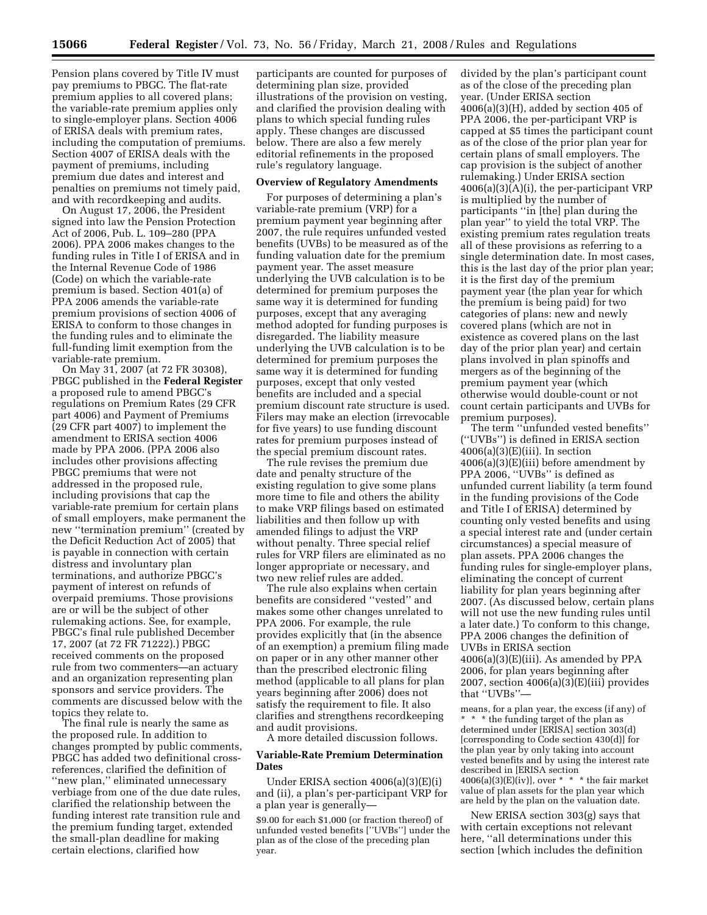Pension plans covered by Title IV must pay premiums to PBGC. The flat-rate premium applies to all covered plans; the variable-rate premium applies only to single-employer plans. Section 4006 of ERISA deals with premium rates, including the computation of premiums. Section 4007 of ERISA deals with the payment of premiums, including premium due dates and interest and penalties on premiums not timely paid, and with recordkeeping and audits.

On August 17, 2006, the President signed into law the Pension Protection Act of 2006, Pub. L. 109–280 (PPA 2006). PPA 2006 makes changes to the funding rules in Title I of ERISA and in the Internal Revenue Code of 1986 (Code) on which the variable-rate premium is based. Section 401(a) of PPA 2006 amends the variable-rate premium provisions of section 4006 of ERISA to conform to those changes in the funding rules and to eliminate the full-funding limit exemption from the variable-rate premium.

On May 31, 2007 (at 72 FR 30308), PBGC published in the **Federal Register** a proposed rule to amend PBGC's regulations on Premium Rates (29 CFR part 4006) and Payment of Premiums (29 CFR part 4007) to implement the amendment to ERISA section 4006 made by PPA 2006. (PPA 2006 also includes other provisions affecting PBGC premiums that were not addressed in the proposed rule, including provisions that cap the variable-rate premium for certain plans of small employers, make permanent the new ''termination premium'' (created by the Deficit Reduction Act of 2005) that is payable in connection with certain distress and involuntary plan terminations, and authorize PBGC's payment of interest on refunds of overpaid premiums. Those provisions are or will be the subject of other rulemaking actions. See, for example, PBGC's final rule published December 17, 2007 (at 72 FR 71222).) PBGC received comments on the proposed rule from two commenters—an actuary and an organization representing plan sponsors and service providers. The comments are discussed below with the topics they relate to.

The final rule is nearly the same as the proposed rule. In addition to changes prompted by public comments, PBGC has added two definitional cross-references, clarified the definition of ''new plan,'' eliminated unnecessary verbiage from one of the due date rules, clarified the relationship between the funding interest rate transition rule and the premium funding target, extended the small-plan deadline for making certain elections, clarified how participants are counted for purposes of determining plan size, provided illustrations of the provision on vesting, and clarified the provision dealing with plans to which special funding rules apply. These changes are discussed below. There are also a few merely editorial refinements in the proposed rule's regulatory language.

**Overview of Regulatory Amendments**

For purposes of determining a plan's variable-rate premium (VRP) for a premium payment year beginning after 2007, the rule requires unfunded vested benefits (UVBs) to be measured as of the funding valuation date for the premium payment year. The asset measure underlying the UVB calculation is to be determined for premium purposes the same way it is determined for funding purposes, except that any averaging method adopted for funding purposes is disregarded. The liability measure underlying the UVB calculation is to be determined for premium purposes the same way it is determined for funding purposes, except that only vested benefits are included and a special premium discount rate structure is used. Filers may make an election (irrevocable for five years) to use funding discount rates for premium purposes instead of the special premium discount rates.

The rule revises the premium due date and penalty structure of the existing regulation to give some plans more time to file and others the ability to make VRP filings based on estimated liabilities and then follow up with amended filings to adjust the VRP without penalty. Three special relief rules for VRP filers are eliminated as no longer appropriate or necessary, and two new relief rules are added.

The rule also explains when certain benefits are considered ''vested'' and makes some other changes unrelated to PPA 2006. For example, the rule provides explicitly that (in the absence of an exemption) a premium filing made on paper or in any other manner other than the prescribed electronic filing method (applicable to all plans for plan years beginning after 2006) does not satisfy the requirement to file. It also clarifies and strengthens recordkeeping and audit provisions.

A more detailed discussion follows.

**Variable-Rate Premium Determination Dates**

Under ERISA section 4006(a)(3)(E)(i) and (ii), a plan's per-participant VRP for a plan year is generally—

$9.00 for each $1,000 (or fraction thereof) of unfunded vested benefits [''UVBs''] under the plan as of the close of the preceding plan year.

divided by the plan's participant count as of the close of the preceding plan year. (Under ERISA section 4006(a)(3)(H), added by section 405 of PPA 2006, the per-participant VRP is capped at $5 times the participant count as of the close of the prior plan year for certain plans of small employers. The cap provision is the subject of another rulemaking.) Under ERISA section 4006(a)(3)(A)(i), the per-participant VRP is multiplied by the number of participants ''in [the] plan during the plan year'' to yield the total VRP. The existing premium rates regulation treats all of these provisions as referring to a single determination date. In most cases, this is the last day of the prior plan year; it is the first day of the premium payment year (the plan year for which the premium is being paid) for two categories of plans: new and newly covered plans (which are not in existence as covered plans on the last day of the prior plan year) and certain plans involved in plan spinoffs and mergers as of the beginning of the premium payment year (which otherwise would double-count or not count certain participants and UVBs for premium purposes).

The term ''unfunded vested benefits'' (''UVBs'') is defined in ERISA section 4006(a)(3)(E)(iii). In section 4006(a)(3)(E)(iii) before amendment by PPA 2006, ''UVBs'' is defined as unfunded current liability (a term found in the funding provisions of the Code and Title I of ERISA) determined by counting only vested benefits and using a special interest rate and (under certain circumstances) a special measure of plan assets. PPA 2006 changes the funding rules for single-employer plans, eliminating the concept of current liability for plan years beginning after 2007. (As discussed below, certain plans will not use the new funding rules until a later date.) To conform to this change, PPA 2006 changes the definition of UVBs in ERISA section 4006(a)(3)(E)(iii). As amended by PPA 2006, for plan years beginning after 2007, section 4006(a)(3)(E)(iii) provides that ''UVBs''—

means, for a plan year, the excess (if any) of * * * the funding target of the plan as determined under [ERISA] section 303(d) [corresponding to Code section 430(d)] for the plan year by only taking into account vested benefits and by using the interest rate described in [ERISA section 4006(a)(3)(E)(iv)], over * * * the fair market value of plan assets for the plan year which are held by the plan on the valuation date.

New ERISA section 303(g) says that with certain exceptions not relevant here, ''all determinations under this section [which includes the definition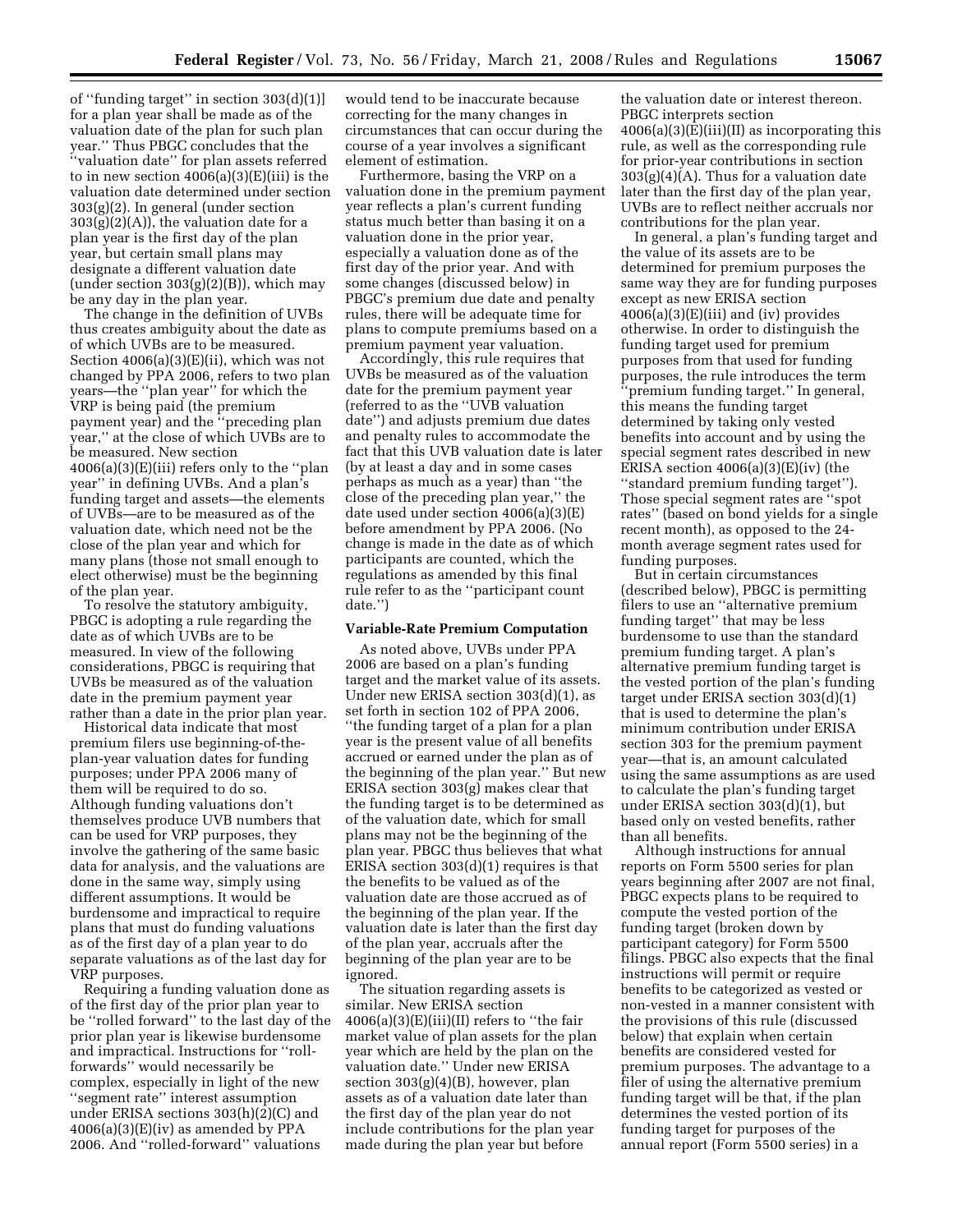of "funding target" in section 303(d)(1)] for a plan year shall be made as of the valuation date of the plan for such plan year." Thus PBGC concludes that the "valuation date" for plan assets referred to in new section 4006(a)(3)(E)(iii) is the valuation date determined under section 303(g)(2). In general (under section 303(g)(2)(A)), the valuation date for a plan year is the first day of the plan year, but certain small plans may designate a different valuation date (under section 303(g)(2)(B)), which may be any day in the plan year.

The change in the definition of UVBs thus creates ambiguity about the date as of which UVBs are to be measured. Section 4006(a)(3)(E)(ii), which was not changed by PPA 2006, refers to two plan years—the "plan year" for which the VRP is being paid (the premium payment year) and the "preceding plan year," at the close of which UVBs are to be measured. New section 4006(a)(3)(E)(iii) refers only to the "plan year" in defining UVBs. And a plan's funding target and assets—the elements of UVBs—are to be measured as of the valuation date, which need not be the close of the plan year and which for many plans (those not small enough to elect otherwise) must be the beginning of the plan year.

To resolve the statutory ambiguity, PBGC is adopting a rule regarding the date as of which UVBs are to be measured. In view of the following considerations, PBGC is requiring that UVBs be measured as of the valuation date in the premium payment year rather than a date in the prior plan year.

Historical data indicate that most premium filers use beginning-of-the-plan-year valuation dates for funding purposes; under PPA 2006 many of them will be required to do so. Although funding valuations don't themselves produce UVB numbers that can be used for VRP purposes, they involve the gathering of the same basic data for analysis, and the valuations are done in the same way, simply using different assumptions. It would be burdensome and impractical to require plans that must do funding valuations as of the first day of a plan year to do separate valuations as of the last day for VRP purposes.

Requiring a funding valuation done as of the first day of the prior plan year to be "rolled forward" to the last day of the prior plan year is likewise burdensome and impractical. Instructions for "roll-forwards" would necessarily be complex, especially in light of the new "segment rate" interest assumption under ERISA sections 303(h)(2)(C) and 4006(a)(3)(E)(iv) as amended by PPA 2006. And "rolled-forward" valuations would tend to be inaccurate because correcting for the many changes in circumstances that can occur during the course of a year involves a significant element of estimation.

Furthermore, basing the VRP on a valuation done in the premium payment year reflects a plan's current funding status much better than basing it on a valuation done in the prior year, especially a valuation done as of the first day of the prior year. And with some changes (discussed below) in PBGC's premium due date and penalty rules, there will be adequate time for plans to compute premiums based on a premium payment year valuation.

Accordingly, this rule requires that UVBs be measured as of the valuation date for the premium payment year (referred to as the "UVB valuation date") and adjusts premium due dates and penalty rules to accommodate the fact that this UVB valuation date is later (by at least a day and in some cases perhaps as much as a year) than "the close of the preceding plan year," the date used under section 4006(a)(3)(E) before amendment by PPA 2006. (No change is made in the date as of which participants are counted, which the regulations as amended by this final rule refer to as the "participant count date.")

## Variable-Rate Premium Computation

As noted above, UVBs under PPA 2006 are based on a plan's funding target and the market value of its assets. Under new ERISA section 303(d)(1), as set forth in section 102 of PPA 2006, "the funding target of a plan for a plan year is the present value of all benefits accrued or earned under the plan as of the beginning of the plan year." But new ERISA section 303(g) makes clear that the funding target is to be determined as of the valuation date, which for small plans may not be the beginning of the plan year. PBGC thus believes that what ERISA section 303(d)(1) requires is that the benefits to be valued as of the valuation date are those accrued as of the beginning of the plan year. If the valuation date is later than the first day of the plan year, accruals after the beginning of the plan year are to be ignored.

The situation regarding assets is similar. New ERISA section 4006(a)(3)(E)(iii)(II) refers to "the fair market value of plan assets for the plan year which are held by the plan on the valuation date." Under new ERISA section 303(g)(4)(B), however, plan assets as of a valuation date later than the first day of the plan year do not include contributions for the plan year made during the plan year but before the valuation date or interest thereon. PBGC interprets section 4006(a)(3)(E)(iii)(II) as incorporating this rule, as well as the corresponding rule for prior-year contributions in section 303(g)(4)(A). Thus for a valuation date later than the first day of the plan year, UVBs are to reflect neither accruals nor contributions for the plan year.

In general, a plan's funding target and the value of its assets are to be determined for premium purposes the same way they are for funding purposes except as new ERISA section 4006(a)(3)(E)(iii) and (iv) provides otherwise. In order to distinguish the funding target used for premium purposes from that used for funding purposes, the rule introduces the term "premium funding target." In general, this means the funding target determined by taking only vested benefits into account and by using the special segment rates described in new ERISA section 4006(a)(3)(E)(iv) (the "standard premium funding target"). Those special segment rates are "spot rates" (based on bond yields for a single recent month), as opposed to the 24-month average segment rates used for funding purposes.

But in certain circumstances (described below), PBGC is permitting filers to use an "alternative premium funding target" that may be less burdensome to use than the standard premium funding target. A plan's alternative premium funding target is the vested portion of the plan's funding target under ERISA section 303(d)(1) that is used to determine the plan's minimum contribution under ERISA section 303 for the premium payment year—that is, an amount calculated using the same assumptions as are used to calculate the plan's funding target under ERISA section 303(d)(1), but based only on vested benefits, rather than all benefits.

Although instructions for annual reports on Form 5500 series for plan years beginning after 2007 are not final, PBGC expects plans to be required to compute the vested portion of the funding target (broken down by participant category) for Form 5500 filings. PBGC also expects that the final instructions will permit or require benefits to be categorized as vested or non-vested in a manner consistent with the provisions of this rule (discussed below) that explain when certain benefits are considered vested for premium purposes. The advantage to a filer of using the alternative premium funding target will be that, if the plan determines the vested portion of its funding target for purposes of the annual report (Form 5500 series) in a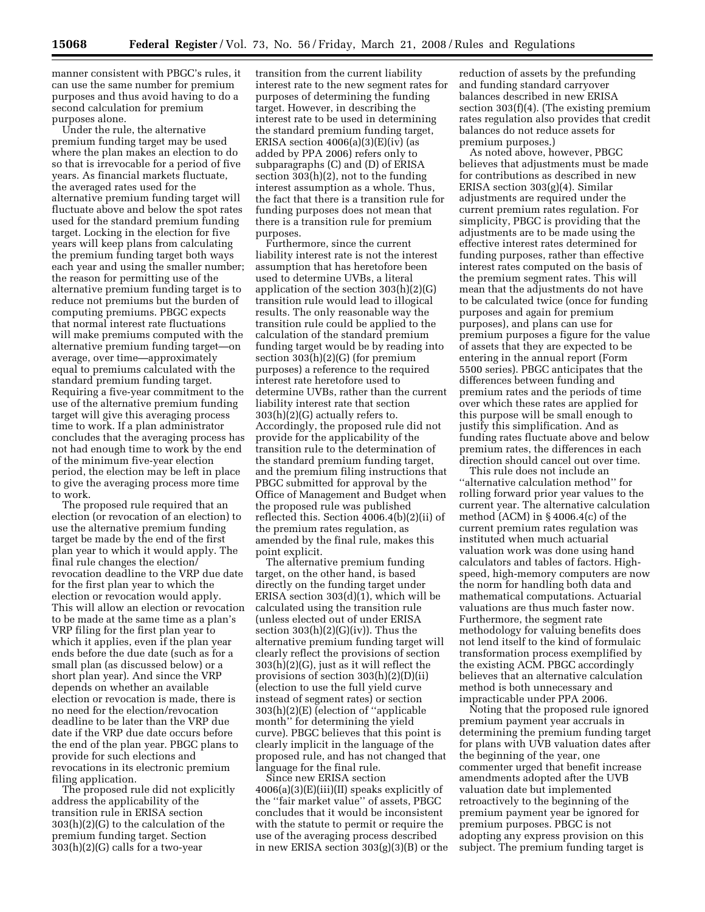manner consistent with PBGC's rules, it can use the same number for premium purposes and thus avoid having to do a second calculation for premium purposes alone.

Under the rule, the alternative premium funding target may be used where the plan makes an election to do so that is irrevocable for a period of five years. As financial markets fluctuate, the averaged rates used for the alternative premium funding target will fluctuate above and below the spot rates used for the standard premium funding target. Locking in the election for five years will keep plans from calculating the premium funding target both ways each year and using the smaller number; the reason for permitting use of the alternative premium funding target is to reduce not premiums but the burden of computing premiums. PBGC expects that normal interest rate fluctuations will make premiums computed with the alternative premium funding target—on average, over time—approximately equal to premiums calculated with the standard premium funding target. Requiring a five-year commitment to the use of the alternative premium funding target will give this averaging process time to work. If a plan administrator concludes that the averaging process has not had enough time to work by the end of the minimum five-year election period, the election may be left in place to give the averaging process more time to work.

The proposed rule required that an election (or revocation of an election) to use the alternative premium funding target be made by the end of the first plan year to which it would apply. The final rule changes the election/revocation deadline to the VRP due date for the first plan year to which the election or revocation would apply. This will allow an election or revocation to be made at the same time as a plan's VRP filing for the first plan year to which it applies, even if the plan year ends before the due date (such as for a small plan (as discussed below) or a short plan year). And since the VRP depends on whether an available election or revocation is made, there is no need for the election/revocation deadline to be later than the VRP due date if the VRP due date occurs before the end of the plan year. PBGC plans to provide for such elections and revocations in its electronic premium filing application.

The proposed rule did not explicitly address the applicability of the transition rule in ERISA section 303(h)(2)(G) to the calculation of the premium funding target. Section 303(h)(2)(G) calls for a two-year transition from the current liability interest rate to the new segment rates for purposes of determining the funding target. However, in describing the interest rate to be used in determining the standard premium funding target, ERISA section 4006(a)(3)(E)(iv) (as added by PPA 2006) refers only to subparagraphs (C) and (D) of ERISA section 303(h)(2), not to the funding interest assumption as a whole. Thus, the fact that there is a transition rule for funding purposes does not mean that there is a transition rule for premium purposes.

Furthermore, since the current liability interest rate is not the interest assumption that has heretofore been used to determine UVBs, a literal application of the section 303(h)(2)(G) transition rule would lead to illogical results. The only reasonable way the transition rule could be applied to the calculation of the standard premium funding target would be by reading into section 303(h)(2)(G) (for premium purposes) a reference to the required interest rate heretofore used to determine UVBs, rather than the current liability interest rate that section 303(h)(2)(G) actually refers to. Accordingly, the proposed rule did not provide for the applicability of the transition rule to the determination of the standard premium funding target, and the premium filing instructions that PBGC submitted for approval by the Office of Management and Budget when the proposed rule was published reflected this. Section 4006.4(b)(2)(ii) of the premium rates regulation, as amended by the final rule, makes this point explicit.

The alternative premium funding target, on the other hand, is based directly on the funding target under ERISA section 303(d)(1), which will be calculated using the transition rule (unless elected out of under ERISA section 303(h)(2)(G)(iv)). Thus the alternative premium funding target will clearly reflect the provisions of section 303(h)(2)(G), just as it will reflect the provisions of section 303(h)(2)(D)(ii) (election to use the full yield curve instead of segment rates) or section 303(h)(2)(E) (election of "applicable month" for determining the yield curve). PBGC believes that this point is clearly implicit in the language of the proposed rule, and has not changed that language for the final rule.

Since new ERISA section 4006(a)(3)(E)(iii)(II) speaks explicitly of the "fair market value" of assets, PBGC concludes that it would be inconsistent with the statute to permit or require the use of the averaging process described in new ERISA section 303(g)(3)(B) or the reduction of assets by the prefunding and funding standard carryover balances described in new ERISA section 303(f)(4). (The existing premium rates regulation also provides that credit balances do not reduce assets for premium purposes.)

As noted above, however, PBGC believes that adjustments must be made for contributions as described in new ERISA section 303(g)(4). Similar adjustments are required under the current premium rates regulation. For simplicity, PBGC is providing that the adjustments are to be made using the effective interest rates determined for funding purposes, rather than effective interest rates computed on the basis of the premium segment rates. This will mean that the adjustments do not have to be calculated twice (once for funding purposes and again for premium purposes), and plans can use for premium purposes a figure for the value of assets that they are expected to be entering in the annual report (Form 5500 series). PBGC anticipates that the differences between funding and premium rates and the periods of time over which these rates are applied for this purpose will be small enough to justify this simplification. And as funding rates fluctuate above and below premium rates, the differences in each direction should cancel out over time.

This rule does not include an "alternative calculation method" for rolling forward prior year values to the current year. The alternative calculation method (ACM) in § 4006.4(c) of the current premium rates regulation was instituted when much actuarial valuation work was done using hand calculators and tables of factors. High-speed, high-memory computers are now the norm for handling both data and mathematical computations. Actuarial valuations are thus much faster now. Furthermore, the segment rate methodology for valuing benefits does not lend itself to the kind of formulaic transformation process exemplified by the existing ACM. PBGC accordingly believes that an alternative calculation method is both unnecessary and impracticable under PPA 2006.

Noting that the proposed rule ignored premium payment year accruals in determining the premium funding target for plans with UVB valuation dates after the beginning of the year, one commenter urged that benefit increase amendments adopted after the UVB valuation date but implemented retroactively to the beginning of the premium payment year be ignored for premium purposes. PBGC is not adopting any express provision on this subject. The premium funding target is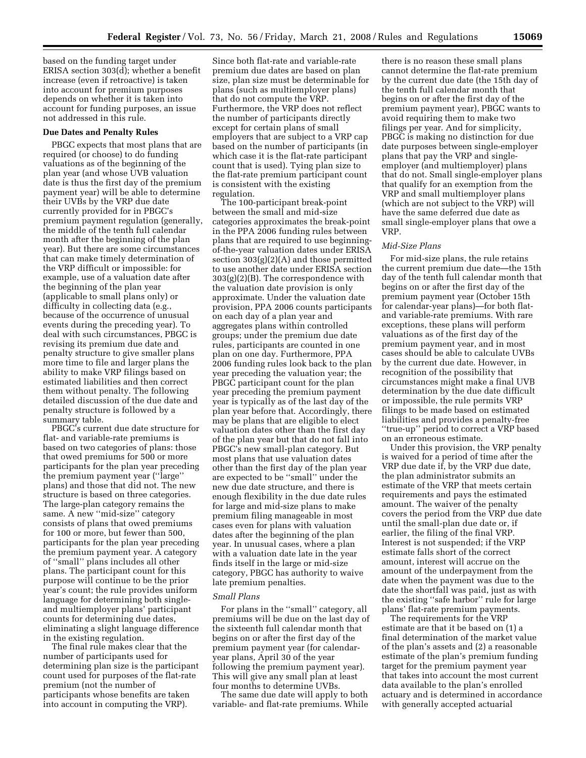based on the funding target under ERISA section 303(d); whether a benefit increase (even if retroactive) is taken into account for premium purposes depends on whether it is taken into account for funding purposes, an issue not addressed in this rule.

**Due Dates and Penalty Rules**

PBGC expects that most plans that are required (or choose) to do funding valuations as of the beginning of the plan year (and whose UVB valuation date is thus the first day of the premium payment year) will be able to determine their UVBs by the VRP due date currently provided for in PBGC's premium payment regulation (generally, the middle of the tenth full calendar month after the beginning of the plan year). But there are some circumstances that can make timely determination of the VRP difficult or impossible: for example, use of a valuation date after the beginning of the plan year (applicable to small plans only) or difficulty in collecting data (e.g., because of the occurrence of unusual events during the preceding year). To deal with such circumstances, PBGC is revising its premium due date and penalty structure to give smaller plans more time to file and larger plans the ability to make VRP filings based on estimated liabilities and then correct them without penalty. The following detailed discussion of the due date and penalty structure is followed by a summary table.

PBGC's current due date structure for flat- and variable-rate premiums is based on two categories of plans: those that owed premiums for 500 or more participants for the plan year preceding the premium payment year (''large'' plans) and those that did not. The new structure is based on three categories. The large-plan category remains the same. A new ''mid-size'' category consists of plans that owed premiums for 100 or more, but fewer than 500, participants for the plan year preceding the premium payment year. A category of ''small'' plans includes all other plans. The participant count for this purpose will continue to be the prior year's count; the rule provides uniform language for determining both single- and multiemployer plans' participant counts for determining due dates, eliminating a slight language difference in the existing regulation.

The final rule makes clear that the number of participants used for determining plan size is the participant count used for purposes of the flat-rate premium (not the number of participants whose benefits are taken into account in computing the VRP). Since both flat-rate and variable-rate premium due dates are based on plan size, plan size must be determinable for plans (such as multiemployer plans) that do not compute the VRP. Furthermore, the VRP does not reflect the number of participants directly except for certain plans of small employers that are subject to a VRP cap based on the number of participants (in which case it is the flat-rate participant count that is used). Tying plan size to the flat-rate premium participant count is consistent with the existing regulation.

The 100-participant break-point between the small and mid-size categories approximates the break-point in the PPA 2006 funding rules between plans that are required to use beginning-of-the-year valuation dates under ERISA section 303(g)(2)(A) and those permitted to use another date under ERISA section 303(g)(2)(B). The correspondence with the valuation date provision is only approximate. Under the valuation date provision, PPA 2006 counts participants on each day of a plan year and aggregates plans within controlled groups; under the premium due date rules, participants are counted in one plan on one day. Furthermore, PPA 2006 funding rules look back to the plan year preceding the valuation year; the PBGC participant count for the plan year preceding the premium payment year is typically as of the last day of the plan year before that. Accordingly, there may be plans that are eligible to elect valuation dates other than the first day of the plan year but that do not fall into PBGC's new small-plan category. But most plans that use valuation dates other than the first day of the plan year are expected to be ''small'' under the new due date structure, and there is enough flexibility in the due date rules for large and mid-size plans to make premium filing manageable in most cases even for plans with valuation dates after the beginning of the plan year. In unusual cases, where a plan with a valuation date late in the year finds itself in the large or mid-size category, PBGC has authority to waive late premium penalties.

*Small Plans*

For plans in the ''small'' category, all premiums will be due on the last day of the sixteenth full calendar month that begins on or after the first day of the premium payment year (for calendar-year plans, April 30 of the year following the premium payment year). This will give any small plan at least four months to determine UVBs.

The same due date will apply to both variable- and flat-rate premiums. While there is no reason these small plans cannot determine the flat-rate premium by the current due date (the 15th day of the tenth full calendar month that begins on or after the first day of the premium payment year), PBGC wants to avoid requiring them to make two filings per year. And for simplicity, PBGC is making no distinction for due date purposes between single-employer plans that pay the VRP and single-employer (and multiemployer) plans that do not. Small single-employer plans that qualify for an exemption from the VRP and small multiemployer plans (which are not subject to the VRP) will have the same deferred due date as small single-employer plans that owe a VRP.

*Mid-Size Plans*

For mid-size plans, the rule retains the current premium due date—the 15th day of the tenth full calendar month that begins on or after the first day of the premium payment year (October 15th for calendar-year plans)—for both flat- and variable-rate premiums. With rare exceptions, these plans will perform valuations as of the first day of the premium payment year, and in most cases should be able to calculate UVBs by the current due date. However, in recognition of the possibility that circumstances might make a final UVB determination by the due date difficult or impossible, the rule permits VRP filings to be made based on estimated liabilities and provides a penalty-free ''true-up'' period to correct a VRP based on an erroneous estimate.

Under this provision, the VRP penalty is waived for a period of time after the VRP due date if, by the VRP due date, the plan administrator submits an estimate of the VRP that meets certain requirements and pays the estimated amount. The waiver of the penalty covers the period from the VRP due date until the small-plan due date or, if earlier, the filing of the final VRP. Interest is not suspended; if the VRP estimate falls short of the correct amount, interest will accrue on the amount of the underpayment from the date when the payment was due to the date the shortfall was paid, just as with the existing ''safe harbor'' rule for large plans' flat-rate premium payments.

The requirements for the VRP estimate are that it be based on (1) a final determination of the market value of the plan's assets and (2) a reasonable estimate of the plan's premium funding target for the premium payment year that takes into account the most current data available to the plan's enrolled actuary and is determined in accordance with generally accepted actuarial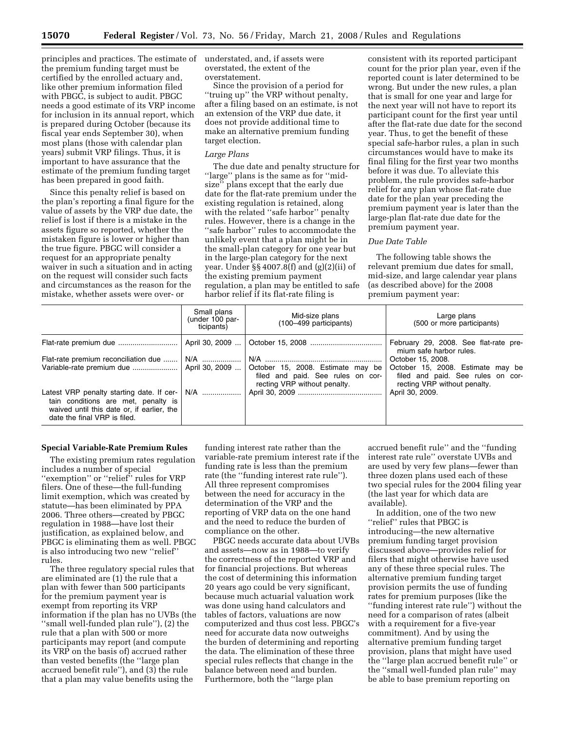principles and practices. The estimate of the premium funding target must be certified by the enrolled actuary and, like other premium information filed with PBGC, is subject to audit. PBGC needs a good estimate of its VRP income for inclusion in its annual report, which is prepared during October (because its fiscal year ends September 30), when most plans (those with calendar plan years) submit VRP filings. Thus, it is important to have assurance that the estimate of the premium funding target has been prepared in good faith.

Since this penalty relief is based on the plan's reporting a final figure for the value of assets by the VRP due date, the relief is lost if there is a mistake in the assets figure so reported, whether the mistaken figure is lower or higher than the true figure. PBGC will consider a request for an appropriate penalty waiver in such a situation and in acting on the request will consider such facts and circumstances as the reason for the mistake, whether assets were over- or understated, and, if assets were overstated, the extent of the overstatement.

Since the provision of a period for ''truing up'' the VRP without penalty, after a filing based on an estimate, is not an extension of the VRP due date, it does not provide additional time to make an alternative premium funding target election.

*Large Plans*

The due date and penalty structure for ''large'' plans is the same as for ''mid-size'' plans except that the early due date for the flat-rate premium under the existing regulation is retained, along with the related ''safe harbor'' penalty rules. However, there is a change in the ''safe harbor'' rules to accommodate the unlikely event that a plan might be in the small-plan category for one year but in the large-plan category for the next year. Under §§ 4007.8(f) and (g)(2)(ii) of the existing premium payment regulation, a plan may be entitled to safe harbor relief if its flat-rate filing is consistent with its reported participant count for the prior plan year, even if the reported count is later determined to be wrong. But under the new rules, a plan that is small for one year and large for the next year will not have to report its participant count for the first year until after the flat-rate due date for the second year. Thus, to get the benefit of these special safe-harbor rules, a plan in such circumstances would have to make its final filing for the first year two months before it was due. To alleviate this problem, the rule provides safe-harbor relief for any plan whose flat-rate due date for the plan year preceding the premium payment year is later than the large-plan flat-rate due date for the premium payment year.

*Due Date Table*

The following table shows the relevant premium due dates for small, mid-size, and large calendar year plans (as described above) for the 2008 premium payment year:

| | Small plans (under 100 participants) | Mid-size plans (100–499 participants) | Large plans (500 or more participants) |
|---|---|---|---|
| Flat-rate premium due | April 30, 2009 | October 15, 2008 | February 29, 2008. See flat-rate premium safe harbor rules. |
| Flat-rate premium reconciliation due | N/A | N/A | October 15, 2008. |
| Variable-rate premium due | April 30, 2009 | October 15, 2008. Estimate may be filed and paid. See rules on correcting VRP without penalty. | October 15, 2008. Estimate may be filed and paid. See rules on correcting VRP without penalty. |
| Latest VRP penalty starting date. If certain conditions are met, penalty is waived until this date or, if earlier, the date the final VRP is filed. | N/A | April 30, 2009 | April 30, 2009. |

**Special Variable-Rate Premium Rules**

The existing premium rates regulation includes a number of special ''exemption'' or ''relief'' rules for VRP filers. One of these—the full-funding limit exemption, which was created by statute—has been eliminated by PPA 2006. Three others—created by PBGC regulation in 1988—have lost their justification, as explained below, and PBGC is eliminating them as well. PBGC is also introducing two new ''relief'' rules.

The three regulatory special rules that are eliminated are (1) the rule that a plan with fewer than 500 participants for the premium payment year is exempt from reporting its VRP information if the plan has no UVBs (the ''small well-funded plan rule''), (2) the rule that a plan with 500 or more participants may report (and compute its VRP on the basis of) accrued rather than vested benefits (the ''large plan accrued benefit rule''), and (3) the rule that a plan may value benefits using the funding interest rate rather than the variable-rate premium interest rate if the funding rate is less than the premium rate (the ''funding interest rate rule''). All three represent compromises between the need for accuracy in the determination of the VRP and the reporting of VRP data on the one hand and the need to reduce the burden of compliance on the other.

PBGC needs accurate data about UVBs and assets—now as in 1988—to verify the correctness of the reported VRP and for financial projections. But whereas the cost of determining this information 20 years ago could be very significant, because much actuarial valuation work was done using hand calculators and tables of factors, valuations are now computerized and thus cost less. PBGC's need for accurate data now outweighs the burden of determining and reporting the data. The elimination of these three special rules reflects that change in the balance between need and burden. Furthermore, both the ''large plan accrued benefit rule'' and the ''funding interest rate rule'' overstate UVBs and are used by very few plans—fewer than three dozen plans used each of these two special rules for the 2004 filing year (the last year for which data are available).

In addition, one of the two new ''relief'' rules that PBGC is introducing—the new alternative premium funding target provision discussed above—provides relief for filers that might otherwise have used any of these three special rules. The alternative premium funding target provision permits the use of funding rates for premium purposes (like the ''funding interest rate rule'') without the need for a comparison of rates (albeit with a requirement for a five-year commitment). And by using the alternative premium funding target provision, plans that might have used the ''large plan accrued benefit rule'' or the ''small well-funded plan rule'' may be able to base premium reporting on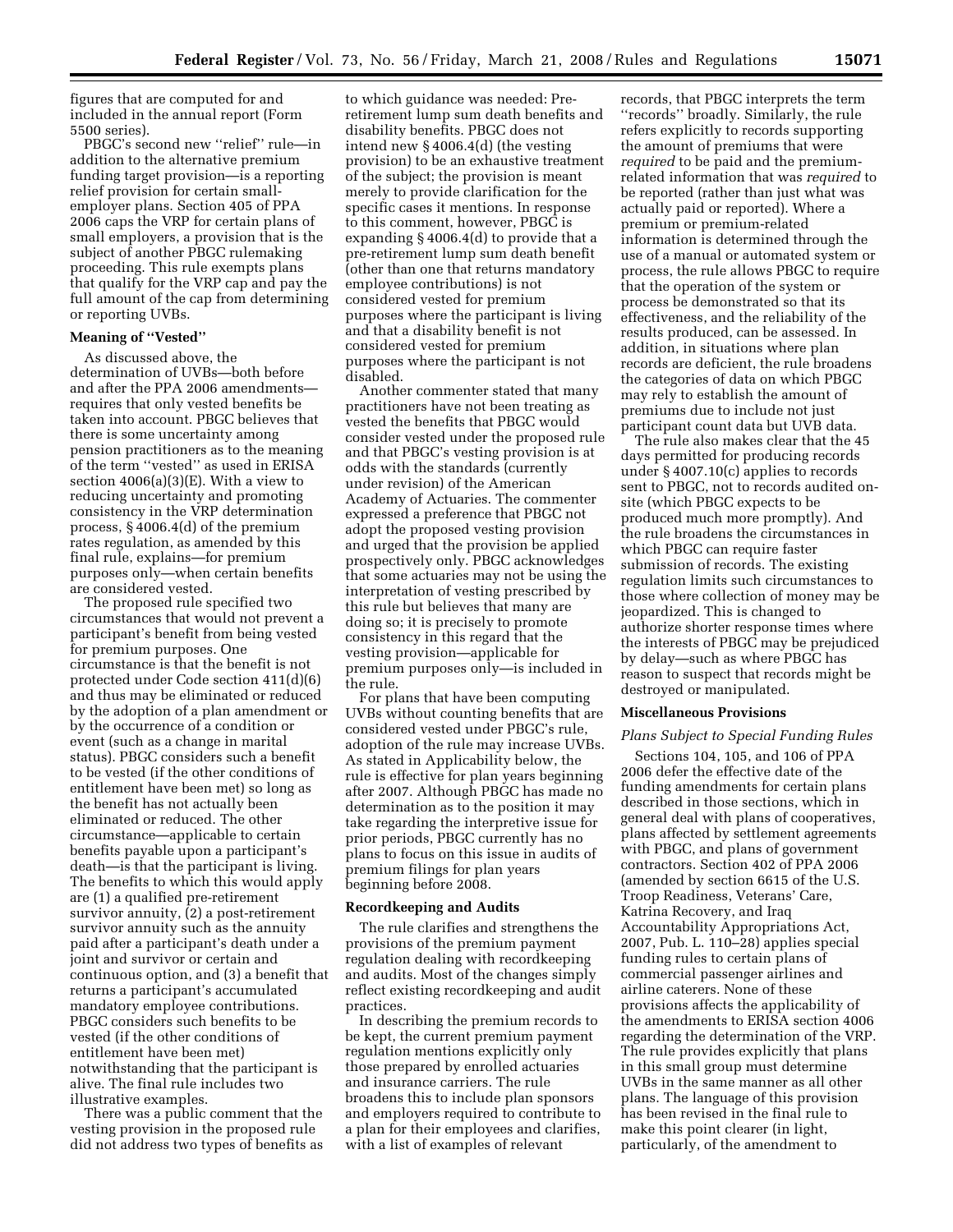figures that are computed for and included in the annual report (Form 5500 series).

PBGC's second new ''relief'' rule—in addition to the alternative premium funding target provision—is a reporting relief provision for certain small-employer plans. Section 405 of PPA 2006 caps the VRP for certain plans of small employers, a provision that is the subject of another PBGC rulemaking proceeding. This rule exempts plans that qualify for the VRP cap and pay the full amount of the cap from determining or reporting UVBs.

**Meaning of ''Vested''**

As discussed above, the determination of UVBs—both before and after the PPA 2006 amendments—requires that only vested benefits be taken into account. PBGC believes that there is some uncertainty among pension practitioners as to the meaning of the term ''vested'' as used in ERISA section 4006(a)(3)(E). With a view to reducing uncertainty and promoting consistency in the VRP determination process, § 4006.4(d) of the premium rates regulation, as amended by this final rule, explains—for premium purposes only—when certain benefits are considered vested.

The proposed rule specified two circumstances that would not prevent a participant's benefit from being vested for premium purposes. One circumstance is that the benefit is not protected under Code section 411(d)(6) and thus may be eliminated or reduced by the adoption of a plan amendment or by the occurrence of a condition or event (such as a change in marital status). PBGC considers such a benefit to be vested (if the other conditions of entitlement have been met) so long as the benefit has not actually been eliminated or reduced. The other circumstance—applicable to certain benefits payable upon a participant's death—is that the participant is living. The benefits to which this would apply are (1) a qualified pre-retirement survivor annuity, (2) a post-retirement survivor annuity such as the annuity paid after a participant's death under a joint and survivor or certain and continuous option, and (3) a benefit that returns a participant's accumulated mandatory employee contributions. PBGC considers such benefits to be vested (if the other conditions of entitlement have been met) notwithstanding that the participant is alive. The final rule includes two illustrative examples.

There was a public comment that the vesting provision in the proposed rule did not address two types of benefits as to which guidance was needed: Pre-retirement lump sum death benefits and disability benefits. PBGC does not intend new § 4006.4(d) (the vesting provision) to be an exhaustive treatment of the subject; the provision is meant merely to provide clarification for the specific cases it mentions. In response to this comment, however, PBGC is expanding § 4006.4(d) to provide that a pre-retirement lump sum death benefit (other than one that returns mandatory employee contributions) is not considered vested for premium purposes where the participant is living and that a disability benefit is not considered vested for premium purposes where the participant is not disabled.

Another commenter stated that many practitioners have not been treating as vested the benefits that PBGC would consider vested under the proposed rule and that PBGC's vesting provision is at odds with the standards (currently under revision) of the American Academy of Actuaries. The commenter expressed a preference that PBGC not adopt the proposed vesting provision and urged that the provision be applied prospectively only. PBGC acknowledges that some actuaries may not be using the interpretation of vesting prescribed by this rule but believes that many are doing so; it is precisely to promote consistency in this regard that the vesting provision—applicable for premium purposes only—is included in the rule.

For plans that have been computing UVBs without counting benefits that are considered vested under PBGC's rule, adoption of the rule may increase UVBs. As stated in Applicability below, the rule is effective for plan years beginning after 2007. Although PBGC has made no determination as to the position it may take regarding the interpretive issue for prior periods, PBGC currently has no plans to focus on this issue in audits of premium filings for plan years beginning before 2008.

**Recordkeeping and Audits**

The rule clarifies and strengthens the provisions of the premium payment regulation dealing with recordkeeping and audits. Most of the changes simply reflect existing recordkeeping and audit practices.

In describing the premium records to be kept, the current premium payment regulation mentions explicitly only those prepared by enrolled actuaries and insurance carriers. The rule broadens this to include plan sponsors and employers required to contribute to a plan for their employees and clarifies, with a list of examples of relevant records, that PBGC interprets the term ''records'' broadly. Similarly, the rule refers explicitly to records supporting the amount of premiums that were *required* to be paid and the premium-related information that was *required* to be reported (rather than just what was actually paid or reported). Where a premium or premium-related information is determined through the use of a manual or automated system or process, the rule allows PBGC to require that the operation of the system or process be demonstrated so that its effectiveness, and the reliability of the results produced, can be assessed. In addition, in situations where plan records are deficient, the rule broadens the categories of data on which PBGC may rely to establish the amount of premiums due to include not just participant count data but UVB data.

The rule also makes clear that the 45 days permitted for producing records under § 4007.10(c) applies to records sent to PBGC, not to records audited on-site (which PBGC expects to be produced much more promptly). And the rule broadens the circumstances in which PBGC can require faster submission of records. The existing regulation limits such circumstances to those where collection of money may be jeopardized. This is changed to authorize shorter response times where the interests of PBGC may be prejudiced by delay—such as where PBGC has reason to suspect that records might be destroyed or manipulated.

**Miscellaneous Provisions**

*Plans Subject to Special Funding Rules*

Sections 104, 105, and 106 of PPA 2006 defer the effective date of the funding amendments for certain plans described in those sections, which in general deal with plans of cooperatives, plans affected by settlement agreements with PBGC, and plans of government contractors. Section 402 of PPA 2006 (amended by section 6615 of the U.S. Troop Readiness, Veterans' Care, Katrina Recovery, and Iraq Accountability Appropriations Act, 2007, Pub. L. 110–28) applies special funding rules to certain plans of commercial passenger airlines and airline caterers. None of these provisions affects the applicability of the amendments to ERISA section 4006 regarding the determination of the VRP. The rule provides explicitly that plans in this small group must determine UVBs in the same manner as all other plans. The language of this provision has been revised in the final rule to make this point clearer (in light, particularly, of the amendment to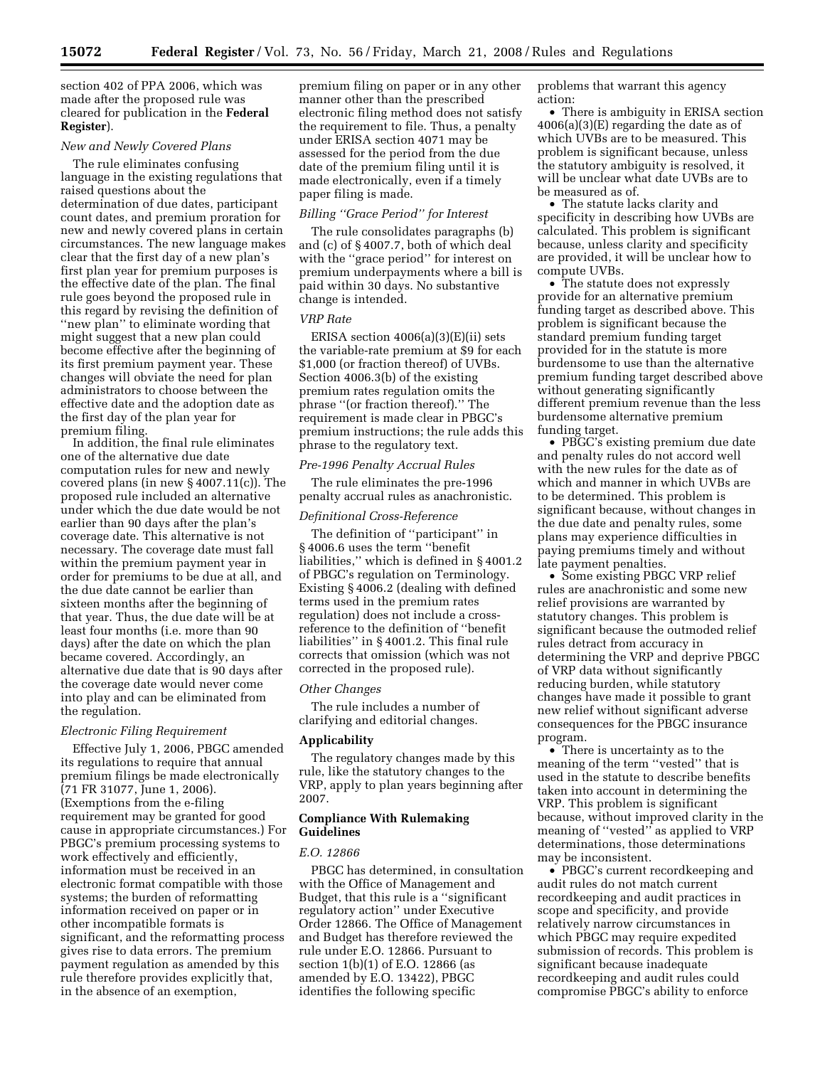section 402 of PPA 2006, which was made after the proposed rule was cleared for publication in the **Federal Register**).

*New and Newly Covered Plans*

The rule eliminates confusing language in the existing regulations that raised questions about the determination of due dates, participant count dates, and premium proration for new and newly covered plans in certain circumstances. The new language makes clear that the first day of a new plan's first plan year for premium purposes is the effective date of the plan. The final rule goes beyond the proposed rule in this regard by revising the definition of ''new plan'' to eliminate wording that might suggest that a new plan could become effective after the beginning of its first premium payment year. These changes will obviate the need for plan administrators to choose between the effective date and the adoption date as the first day of the plan year for premium filing.

In addition, the final rule eliminates one of the alternative due date computation rules for new and newly covered plans (in new § 4007.11(c)). The proposed rule included an alternative under which the due date would be not earlier than 90 days after the plan's coverage date. This alternative is not necessary. The coverage date must fall within the premium payment year in order for premiums to be due at all, and the due date cannot be earlier than sixteen months after the beginning of that year. Thus, the due date will be at least four months (i.e. more than 90 days) after the date on which the plan became covered. Accordingly, an alternative due date that is 90 days after the coverage date would never come into play and can be eliminated from the regulation.

*Electronic Filing Requirement*

Effective July 1, 2006, PBGC amended its regulations to require that annual premium filings be made electronically (71 FR 31077, June 1, 2006). (Exemptions from the e-filing requirement may be granted for good cause in appropriate circumstances.) For PBGC's premium processing systems to work effectively and efficiently, information must be received in an electronic format compatible with those systems; the burden of reformatting information received on paper or in other incompatible formats is significant, and the reformatting process gives rise to data errors. The premium payment regulation as amended by this rule therefore provides explicitly that, in the absence of an exemption, premium filing on paper or in any other manner other than the prescribed electronic filing method does not satisfy the requirement to file. Thus, a penalty under ERISA section 4071 may be assessed for the period from the due date of the premium filing until it is made electronically, even if a timely paper filing is made.

*Billing ''Grace Period'' for Interest*

The rule consolidates paragraphs (b) and (c) of § 4007.7, both of which deal with the ''grace period'' for interest on premium underpayments where a bill is paid within 30 days. No substantive change is intended.

*VRP Rate*

ERISA section 4006(a)(3)(E)(ii) sets the variable-rate premium at $9 for each $1,000 (or fraction thereof) of UVBs. Section 4006.3(b) of the existing premium rates regulation omits the phrase ''(or fraction thereof).'' The requirement is made clear in PBGC's premium instructions; the rule adds this phrase to the regulatory text.

*Pre-1996 Penalty Accrual Rules*

The rule eliminates the pre-1996 penalty accrual rules as anachronistic.

*Definitional Cross-Reference*

The definition of ''participant'' in § 4006.6 uses the term ''benefit liabilities,'' which is defined in § 4001.2 of PBGC's regulation on Terminology. Existing § 4006.2 (dealing with defined terms used in the premium rates regulation) does not include a cross-reference to the definition of ''benefit liabilities'' in § 4001.2. This final rule corrects that omission (which was not corrected in the proposed rule).

*Other Changes*

The rule includes a number of clarifying and editorial changes.

## Applicability

The regulatory changes made by this rule, like the statutory changes to the VRP, apply to plan years beginning after 2007.

## Compliance With Rulemaking Guidelines

*E.O. 12866*

PBGC has determined, in consultation with the Office of Management and Budget, that this rule is a ''significant regulatory action'' under Executive Order 12866. The Office of Management and Budget has therefore reviewed the rule under E.O. 12866. Pursuant to section 1(b)(1) of E.O. 12866 (as amended by E.O. 13422), PBGC identifies the following specific problems that warrant this agency action:

- There is ambiguity in ERISA section 4006(a)(3)(E) regarding the date as of which UVBs are to be measured. This problem is significant because, unless the statutory ambiguity is resolved, it will be unclear what date UVBs are to be measured as of.
- The statute lacks clarity and specificity in describing how UVBs are calculated. This problem is significant because, unless clarity and specificity are provided, it will be unclear how to compute UVBs.
- The statute does not expressly provide for an alternative premium funding target as described above. This problem is significant because the standard premium funding target provided for in the statute is more burdensome to use than the alternative premium funding target described above without generating significantly different premium revenue than the less burdensome alternative premium funding target.
- PBGC's existing premium due date and penalty rules do not accord well with the new rules for the date as of which and manner in which UVBs are to be determined. This problem is significant because, without changes in the due date and penalty rules, some plans may experience difficulties in paying premiums timely and without late payment penalties.
- Some existing PBGC VRP relief rules are anachronistic and some new relief provisions are warranted by statutory changes. This problem is significant because the outmoded relief rules detract from accuracy in determining the VRP and deprive PBGC of VRP data without significantly reducing burden, while statutory changes have made it possible to grant new relief without significant adverse consequences for the PBGC insurance program.
- There is uncertainty as to the meaning of the term ''vested'' that is used in the statute to describe benefits taken into account in determining the VRP. This problem is significant because, without improved clarity in the meaning of ''vested'' as applied to VRP determinations, those determinations may be inconsistent.
- PBGC's current recordkeeping and audit rules do not match current recordkeeping and audit practices in scope and specificity, and provide relatively narrow circumstances in which PBGC may require expedited submission of records. This problem is significant because inadequate recordkeeping and audit rules could compromise PBGC's ability to enforce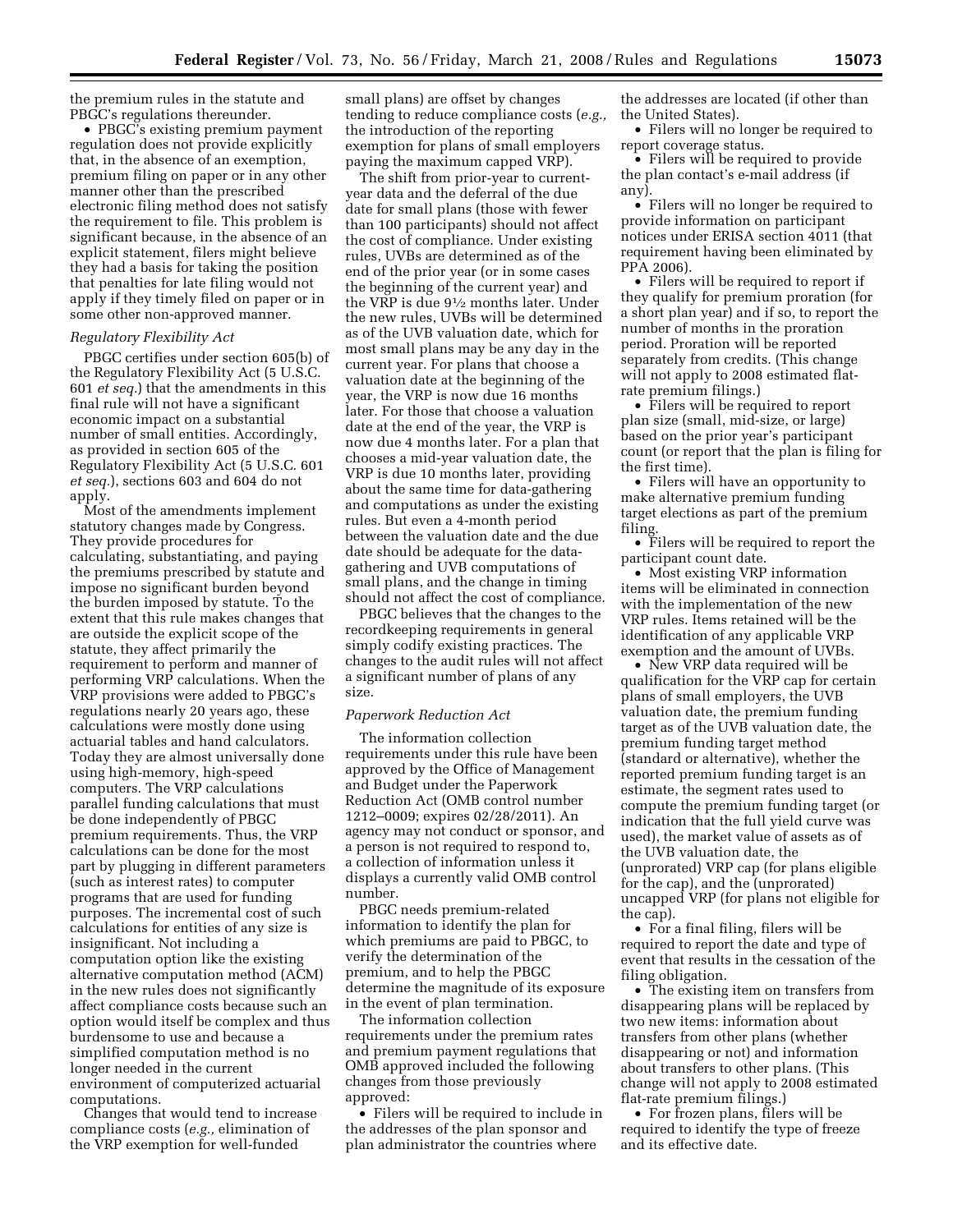the premium rules in the statute and PBGC's regulations thereunder.

- PBGC's existing premium payment regulation does not provide explicitly that, in the absence of an exemption, premium filing on paper or in any other manner other than the prescribed electronic filing method does not satisfy the requirement to file. This problem is significant because, in the absence of an explicit statement, filers might believe they had a basis for taking the position that penalties for late filing would not apply if they timely filed on paper or in some other non-approved manner.

### *Regulatory Flexibility Act*

PBGC certifies under section 605(b) of the Regulatory Flexibility Act (5 U.S.C. 601 *et seq.*) that the amendments in this final rule will not have a significant economic impact on a substantial number of small entities. Accordingly, as provided in section 605 of the Regulatory Flexibility Act (5 U.S.C. 601 *et seq.*), sections 603 and 604 do not apply.

Most of the amendments implement statutory changes made by Congress. They provide procedures for calculating, substantiating, and paying the premiums prescribed by statute and impose no significant burden beyond the burden imposed by statute. To the extent that this rule makes changes that are outside the explicit scope of the statute, they affect primarily the requirement to perform and manner of performing VRP calculations. When the VRP provisions were added to PBGC's regulations nearly 20 years ago, these calculations were mostly done using actuarial tables and hand calculators. Today they are almost universally done using high-memory, high-speed computers. The VRP calculations parallel funding calculations that must be done independently of PBGC premium requirements. Thus, the VRP calculations can be done for the most part by plugging in different parameters (such as interest rates) to computer programs that are used for funding purposes. The incremental cost of such calculations for entities of any size is insignificant. Not including a computation option like the existing alternative computation method (ACM) in the new rules does not significantly affect compliance costs because such an option would itself be complex and thus burdensome to use and because a simplified computation method is no longer needed in the current environment of computerized actuarial computations.

Changes that would tend to increase compliance costs (*e.g.,* elimination of the VRP exemption for well-funded small plans) are offset by changes tending to reduce compliance costs (*e.g.,* the introduction of the reporting exemption for plans of small employers paying the maximum capped VRP).

The shift from prior-year to current-year data and the deferral of the due date for small plans (those with fewer than 100 participants) should not affect the cost of compliance. Under existing rules, UVBs are determined as of the end of the prior year (or in some cases the beginning of the current year) and the VRP is due 9½ months later. Under the new rules, UVBs will be determined as of the UVB valuation date, which for most small plans may be any day in the current year. For plans that choose a valuation date at the beginning of the year, the VRP is now due 16 months later. For those that choose a valuation date at the end of the year, the VRP is now due 4 months later. For a plan that chooses a mid-year valuation date, the VRP is due 10 months later, providing about the same time for data-gathering and computations as under the existing rules. But even a 4-month period between the valuation date and the due date should be adequate for the data-gathering and UVB computations of small plans, and the change in timing should not affect the cost of compliance.

PBGC believes that the changes to the recordkeeping requirements in general simply codify existing practices. The changes to the audit rules will not affect a significant number of plans of any size.

### *Paperwork Reduction Act*

The information collection requirements under this rule have been approved by the Office of Management and Budget under the Paperwork Reduction Act (OMB control number 1212–0009; expires 02/28/2011). An agency may not conduct or sponsor, and a person is not required to respond to, a collection of information unless it displays a currently valid OMB control number.

PBGC needs premium-related information to identify the plan for which premiums are paid to PBGC, to verify the determination of the premium, and to help the PBGC determine the magnitude of its exposure in the event of plan termination.

The information collection requirements under the premium rates and premium payment regulations that OMB approved included the following changes from those previously approved:

- Filers will be required to include in the addresses of the plan sponsor and plan administrator the countries where the addresses are located (if other than the United States).
- Filers will no longer be required to report coverage status.
- Filers will be required to provide the plan contact's e-mail address (if any).
- Filers will no longer be required to provide information on participant notices under ERISA section 4011 (that requirement having been eliminated by PPA 2006).
- Filers will be required to report if they qualify for premium proration (for a short plan year) and if so, to report the number of months in the proration period. Proration will be reported separately from credits. (This change will not apply to 2008 estimated flat-rate premium filings.)
- Filers will be required to report plan size (small, mid-size, or large) based on the prior year's participant count (or report that the plan is filing for the first time).
- Filers will have an opportunity to make alternative premium funding target elections as part of the premium filing.
- Filers will be required to report the participant count date.
- Most existing VRP information items will be eliminated in connection with the implementation of the new VRP rules. Items retained will be the identification of any applicable VRP exemption and the amount of UVBs.
- New VRP data required will be qualification for the VRP cap for certain plans of small employers, the UVB valuation date, the premium funding target as of the UVB valuation date, the premium funding target method (standard or alternative), whether the reported premium funding target is an estimate, the segment rates used to compute the premium funding target (or indication that the full yield curve was used), the market value of assets as of the UVB valuation date, the (unprorated) VRP cap (for plans eligible for the cap), and the (unprorated) uncapped VRP (for plans not eligible for the cap).
- For a final filing, filers will be required to report the date and type of event that results in the cessation of the filing obligation.
- The existing item on transfers from disappearing plans will be replaced by two new items: information about transfers from other plans (whether disappearing or not) and information about transfers to other plans. (This change will not apply to 2008 estimated flat-rate premium filings.)
- For frozen plans, filers will be required to identify the type of freeze and its effective date.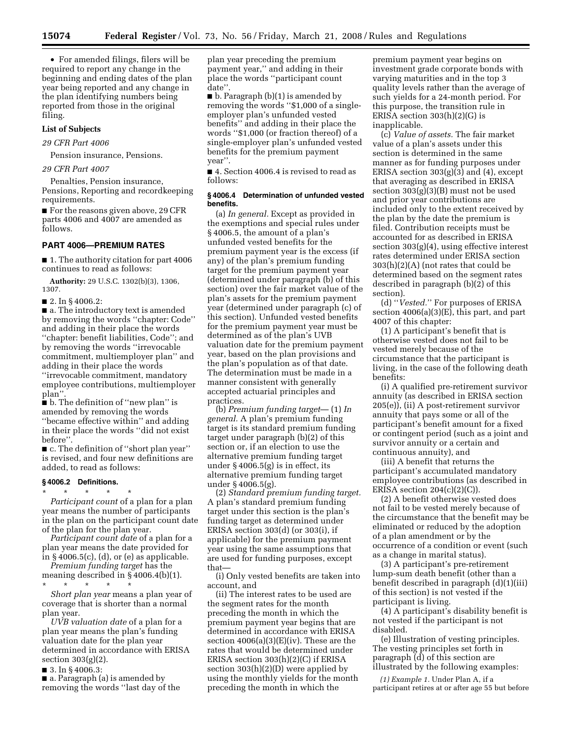• For amended filings, filers will be required to report any change in the beginning and ending dates of the plan year being reported and any change in the plan identifying numbers being reported from those in the original filing.

**List of Subjects**

*29 CFR Part 4006*

Pension insurance, Pensions.

*29 CFR Part 4007*

Penalties, Pension insurance, Pensions, Reporting and recordkeeping requirements.

■ For the reasons given above, 29 CFR parts 4006 and 4007 are amended as follows.

## PART 4006—PREMIUM RATES

■ 1. The authority citation for part 4006 continues to read as follows:

**Authority:** 29 U.S.C. 1302(b)(3), 1306, 1307.

■ 2. In § 4006.2:

■ a. The introductory text is amended by removing the words ''chapter: Code'' and adding in their place the words ''chapter: benefit liabilities, Code''; and by removing the words ''irrevocable commitment, multiemployer plan'' and adding in their place the words ''irrevocable commitment, mandatory employee contributions, multiemployer plan''.

■ b. The definition of ''new plan'' is amended by removing the words ''became effective within'' and adding in their place the words ''did not exist before''.

■ c. The definition of ''short plan year'' is revised, and four new definitions are added, to read as follows:

### § 4006.2 Definitions.

\* \* \* \* \*

*Participant count* of a plan for a plan year means the number of participants in the plan on the participant count date of the plan for the plan year.

*Participant count date* of a plan for a plan year means the date provided for in § 4006.5(c), (d), or (e) as applicable.

*Premium funding target* has the meaning described in § 4006.4(b)(1).

\* \* \* \* \*

*Short plan year* means a plan year of coverage that is shorter than a normal plan year.

*UVB valuation date* of a plan for a plan year means the plan's funding valuation date for the plan year determined in accordance with ERISA section 303(g)(2).

■ 3. In § 4006.3:

■ a. Paragraph (a) is amended by removing the words ''last day of the plan year preceding the premium payment year,'' and adding in their place the words ''participant count date''.

■ b. Paragraph (b)(1) is amended by removing the words ''$1,000 of a single-employer plan's unfunded vested benefits'' and adding in their place the words ''$1,000 (or fraction thereof) of a single-employer plan's unfunded vested benefits for the premium payment year''.

■ 4. Section 4006.4 is revised to read as follows:

### § 4006.4 Determination of unfunded vested benefits.

(a) *In general.* Except as provided in the exemptions and special rules under § 4006.5, the amount of a plan's unfunded vested benefits for the premium payment year is the excess (if any) of the plan's premium funding target for the premium payment year (determined under paragraph (b) of this section) over the fair market value of the plan's assets for the premium payment year (determined under paragraph (c) of this section). Unfunded vested benefits for the premium payment year must be determined as of the plan's UVB valuation date for the premium payment year, based on the plan provisions and the plan's population as of that date. The determination must be made in a manner consistent with generally accepted actuarial principles and practices.

(b) *Premium funding target*— (1) *In general.* A plan's premium funding target is its standard premium funding target under paragraph (b)(2) of this section or, if an election to use the alternative premium funding target under § 4006.5(g) is in effect, its alternative premium funding target under § 4006.5(g).

(2) *Standard premium funding target.* A plan's standard premium funding target under this section is the plan's funding target as determined under ERISA section 303(d) (or 303(i), if applicable) for the premium payment year using the same assumptions that are used for funding purposes, except that—

(i) Only vested benefits are taken into account, and

(ii) The interest rates to be used are the segment rates for the month preceding the month in which the premium payment year begins that are determined in accordance with ERISA section 4006(a)(3)(E)(iv). These are the rates that would be determined under ERISA section 303(h)(2)(C) if ERISA section 303(h)(2)(D) were applied by using the monthly yields for the month preceding the month in which the premium payment year begins on investment grade corporate bonds with varying maturities and in the top 3 quality levels rather than the average of such yields for a 24-month period. For this purpose, the transition rule in ERISA section 303(h)(2)(G) is inapplicable.

(c) *Value of assets.* The fair market value of a plan's assets under this section is determined in the same manner as for funding purposes under ERISA section 303(g)(3) and (4), except that averaging as described in ERISA section 303(g)(3)(B) must not be used and prior year contributions are included only to the extent received by the plan by the date the premium is filed. Contribution receipts must be accounted for as described in ERISA section 303(g)(4), using effective interest rates determined under ERISA section 303(h)(2)(A) (not rates that could be determined based on the segment rates described in paragraph (b)(2) of this section).

(d) ''*Vested.*'' For purposes of ERISA section 4006(a)(3)(E), this part, and part 4007 of this chapter:

(1) A participant's benefit that is otherwise vested does not fail to be vested merely because of the circumstance that the participant is living, in the case of the following death benefits:

(i) A qualified pre-retirement survivor annuity (as described in ERISA section 205(e)), (ii) A post-retirement survivor annuity that pays some or all of the participant's benefit amount for a fixed or contingent period (such as a joint and survivor annuity or a certain and continuous annuity), and

(iii) A benefit that returns the participant's accumulated mandatory employee contributions (as described in ERISA section 204(c)(2)(C)).

(2) A benefit otherwise vested does not fail to be vested merely because of the circumstance that the benefit may be eliminated or reduced by the adoption of a plan amendment or by the occurrence of a condition or event (such as a change in marital status).

(3) A participant's pre-retirement lump-sum death benefit (other than a benefit described in paragraph (d)(1)(iii) of this section) is not vested if the participant is living.

(4) A participant's disability benefit is not vested if the participant is not disabled.

(e) Illustration of vesting principles. The vesting principles set forth in paragraph (d) of this section are illustrated by the following examples:

*(1) Example 1.* Under Plan A, if a participant retires at or after age 55 but before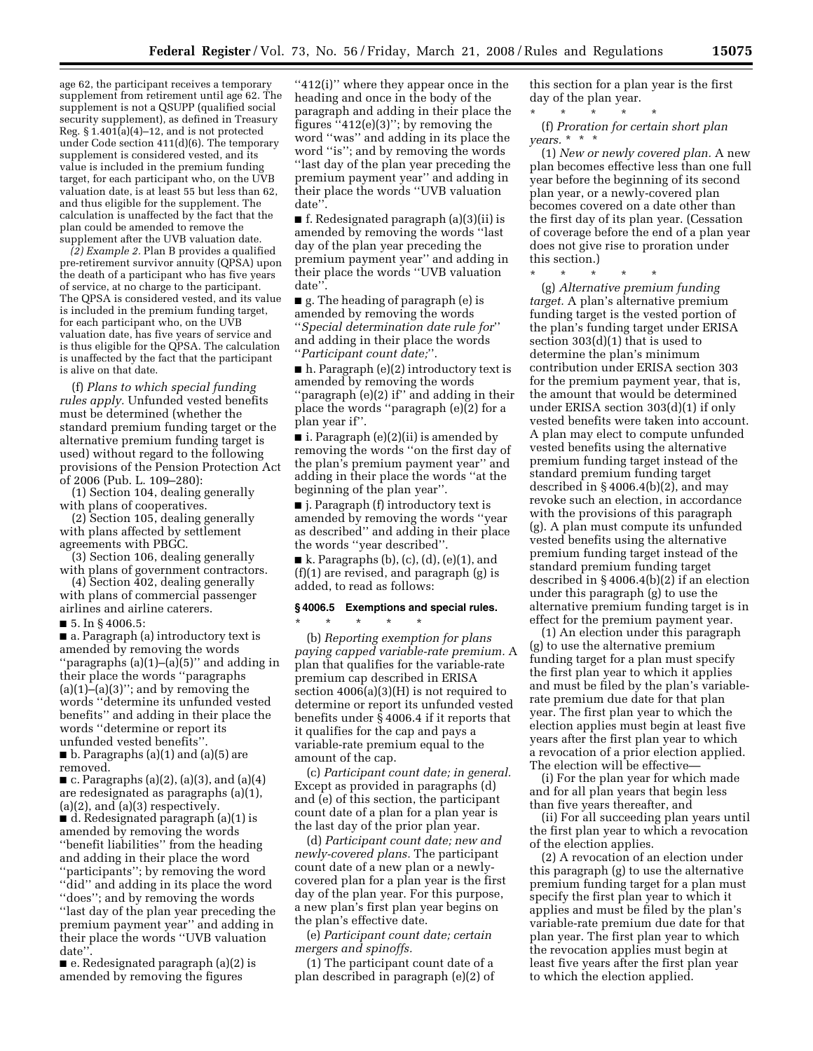age 62, the participant receives a temporary supplement from retirement until age 62. The supplement is not a QSUPP (qualified social security supplement), as defined in Treasury Reg. § 1.401(a)(4)–12, and is not protected under Code section 411(d)(6). The temporary supplement is considered vested, and its value is included in the premium funding target, for each participant who, on the UVB valuation date, is at least 55 but less than 62, and thus eligible for the supplement. The calculation is unaffected by the fact that the plan could be amended to remove the supplement after the UVB valuation date.

*(2) Example 2.* Plan B provides a qualified pre-retirement survivor annuity (QPSA) upon the death of a participant who has five years of service, at no charge to the participant. The QPSA is considered vested, and its value is included in the premium funding target, for each participant who, on the UVB valuation date, has five years of service and is thus eligible for the QPSA. The calculation is unaffected by the fact that the participant is alive on that date.

(f) *Plans to which special funding rules apply.* Unfunded vested benefits must be determined (whether the standard premium funding target or the alternative premium funding target is used) without regard to the following provisions of the Pension Protection Act of 2006 (Pub. L. 109–280):

(1) Section 104, dealing generally with plans of cooperatives.

(2) Section 105, dealing generally with plans affected by settlement agreements with PBGC.

(3) Section 106, dealing generally with plans of government contractors.

(4) Section 402, dealing generally with plans of commercial passenger airlines and airline caterers.

■ 5. In § 4006.5:

■ a. Paragraph (a) introductory text is amended by removing the words ''paragraphs (a)(1)–(a)(5)'' and adding in their place the words ''paragraphs (a)(1)–(a)(3)''; and by removing the words ''determine its unfunded vested benefits'' and adding in their place the words ''determine or report its unfunded vested benefits''.

■ b. Paragraphs (a)(1) and (a)(5) are removed.

■ c. Paragraphs (a)(2), (a)(3), and (a)(4) are redesignated as paragraphs (a)(1), (a)(2), and (a)(3) respectively.

■ d. Redesignated paragraph (a)(1) is amended by removing the words ''benefit liabilities'' from the heading and adding in their place the word ''participants''; by removing the word ''did'' and adding in its place the word ''does''; and by removing the words ''last day of the plan year preceding the premium payment year'' and adding in their place the words ''UVB valuation date''.

■ e. Redesignated paragraph (a)(2) is amended by removing the figures ''412(i)'' where they appear once in the heading and once in the body of the paragraph and adding in their place the figures ''412(e)(3)''; by removing the word ''was'' and adding in its place the word ''is''; and by removing the words ''last day of the plan year preceding the premium payment year'' and adding in their place the words ''UVB valuation date''.

■ f. Redesignated paragraph (a)(3)(ii) is amended by removing the words ''last day of the plan year preceding the premium payment year'' and adding in their place the words ''UVB valuation date''.

■ g. The heading of paragraph (e) is amended by removing the words ''*Special determination date rule for*'' and adding in their place the words ''*Participant count date;*''.

■ h. Paragraph (e)(2) introductory text is amended by removing the words ''paragraph (e)(2) if'' and adding in their place the words ''paragraph (e)(2) for a plan year if''.

■ i. Paragraph (e)(2)(ii) is amended by removing the words ''on the first day of the plan's premium payment year'' and adding in their place the words ''at the beginning of the plan year''.

■ j. Paragraph (f) introductory text is amended by removing the words ''year as described'' and adding in their place the words ''year described''.

■ k. Paragraphs (b), (c), (d), (e)(1), and (f)(1) are revised, and paragraph (g) is added, to read as follows:

### § 4006.5 Exemptions and special rules.

\* \* \* \* \*

(b) *Reporting exemption for plans paying capped variable-rate premium.* A plan that qualifies for the variable-rate premium cap described in ERISA section 4006(a)(3)(H) is not required to determine or report its unfunded vested benefits under § 4006.4 if it reports that it qualifies for the cap and pays a variable-rate premium equal to the amount of the cap.

(c) *Participant count date; in general.* Except as provided in paragraphs (d) and (e) of this section, the participant count date of a plan for a plan year is the last day of the prior plan year.

(d) *Participant count date; new and newly-covered plans.* The participant count date of a new plan or a newly-covered plan for a plan year is the first day of the plan year. For this purpose, a new plan's first plan year begins on the plan's effective date.

(e) *Participant count date; certain mergers and spinoffs.*

(1) The participant count date of a plan described in paragraph (e)(2) of this section for a plan year is the first day of the plan year.

\* \* \* \* \*

(f) *Proration for certain short plan years.* \* \* \*

(1) *New or newly covered plan.* A new plan becomes effective less than one full year before the beginning of its second plan year, or a newly-covered plan becomes covered on a date other than the first day of its plan year. (Cessation of coverage before the end of a plan year does not give rise to proration under this section.)

\* \* \* \* \*

(g) *Alternative premium funding target.* A plan's alternative premium funding target is the vested portion of the plan's funding target under ERISA section 303(d)(1) that is used to determine the plan's minimum contribution under ERISA section 303 for the premium payment year, that is, the amount that would be determined under ERISA section 303(d)(1) if only vested benefits were taken into account. A plan may elect to compute unfunded vested benefits using the alternative premium funding target instead of the standard premium funding target described in § 4006.4(b)(2), and may revoke such an election, in accordance with the provisions of this paragraph (g). A plan must compute its unfunded vested benefits using the alternative premium funding target instead of the standard premium funding target described in § 4006.4(b)(2) if an election under this paragraph (g) to use the alternative premium funding target is in effect for the premium payment year.

(1) An election under this paragraph (g) to use the alternative premium funding target for a plan must specify the first plan year to which it applies and must be filed by the plan's variable-rate premium due date for that plan year. The first plan year to which the election applies must begin at least five years after the first plan year to which a revocation of a prior election applied. The election will be effective—

(i) For the plan year for which made and for all plan years that begin less than five years thereafter, and

(ii) For all succeeding plan years until the first plan year to which a revocation of the election applies.

(2) A revocation of an election under this paragraph (g) to use the alternative premium funding target for a plan must specify the first plan year to which it applies and must be filed by the plan's variable-rate premium due date for that plan year. The first plan year to which the revocation applies must begin at least five years after the first plan year to which the election applied.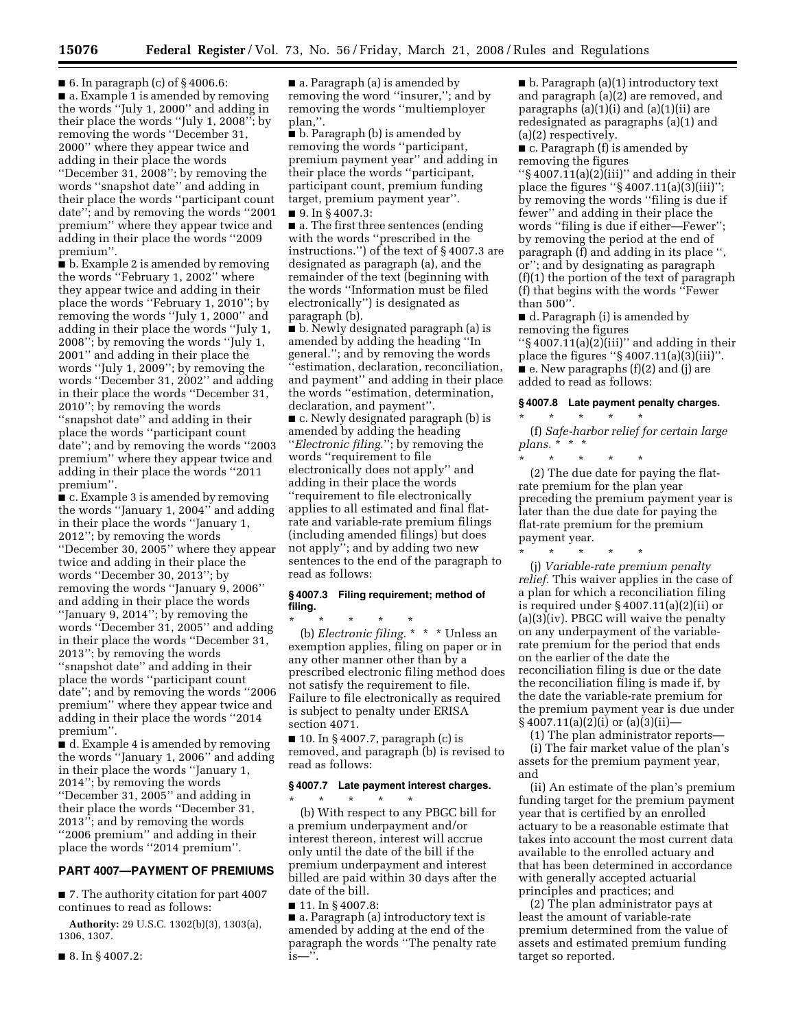■ 6. In paragraph (c) of § 4006.6:

■ a. Example 1 is amended by removing the words ''July 1, 2000'' and adding in their place the words ''July 1, 2008''; by removing the words ''December 31, 2000'' where they appear twice and adding in their place the words ''December 31, 2008''; by removing the words ''snapshot date'' and adding in their place the words ''participant count date''; and by removing the words ''2001 premium'' where they appear twice and adding in their place the words ''2009 premium''.

■ b. Example 2 is amended by removing the words ''February 1, 2002'' where they appear twice and adding in their place the words ''February 1, 2010''; by removing the words ''July 1, 2000'' and adding in their place the words ''July 1, 2008''; by removing the words ''July 1, 2001'' and adding in their place the words ''July 1, 2009''; by removing the words ''December 31, 2002'' and adding in their place the words ''December 31, 2010''; by removing the words ''snapshot date'' and adding in their place the words ''participant count date''; and by removing the words ''2003 premium'' where they appear twice and adding in their place the words ''2011 premium''.

■ c. Example 3 is amended by removing the words ''January 1, 2004'' and adding in their place the words ''January 1, 2012''; by removing the words ''December 30, 2005'' where they appear twice and adding in their place the words ''December 30, 2013''; by removing the words ''January 9, 2006'' and adding in their place the words ''January 9, 2014''; by removing the words ''December 31, 2005'' and adding in their place the words ''December 31, 2013''; by removing the words ''snapshot date'' and adding in their place the words ''participant count date''; and by removing the words ''2006 premium'' where they appear twice and adding in their place the words ''2014 premium''.

■ d. Example 4 is amended by removing the words ''January 1, 2006'' and adding in their place the words ''January 1, 2014''; by removing the words ''December 31, 2005'' and adding in their place the words ''December 31, 2013''; and by removing the words ''2006 premium'' and adding in their place the words ''2014 premium''.

## PART 4007—PAYMENT OF PREMIUMS

■ 7. The authority citation for part 4007 continues to read as follows:

**Authority:** 29 U.S.C. 1302(b)(3), 1303(a), 1306, 1307.

■ 8. In § 4007.2:

■ a. Paragraph (a) is amended by removing the word ''insurer,''; and by removing the words ''multiemployer plan,''.

■ b. Paragraph (b) is amended by removing the words ''participant, premium payment year'' and adding in their place the words ''participant, participant count, premium funding target, premium payment year''.

■ 9. In § 4007.3:

■ a. The first three sentences (ending with the words ''prescribed in the instructions.'') of the text of § 4007.3 are designated as paragraph (a), and the remainder of the text (beginning with the words ''Information must be filed electronically'') is designated as paragraph (b).

■ b. Newly designated paragraph (a) is amended by adding the heading ''In general.''; and by removing the words ''estimation, declaration, reconciliation, and payment'' and adding in their place the words ''estimation, determination, declaration, and payment''.

■ c. Newly designated paragraph (b) is amended by adding the heading ''*Electronic filing*.''; by removing the words ''requirement to file electronically does not apply'' and adding in their place the words ''requirement to file electronically applies to all estimated and final flat-rate and variable-rate premium filings (including amended filings) but does not apply''; and by adding two new sentences to the end of the paragraph to read as follows:

### § 4007.3 Filing requirement; method of filing.

\* \* \* \* \*

(b) *Electronic filing.* \* \* \* Unless an exemption applies, filing on paper or in any other manner other than by a prescribed electronic filing method does not satisfy the requirement to file. Failure to file electronically as required is subject to penalty under ERISA section 4071.

■ 10. In § 4007.7, paragraph (c) is removed, and paragraph (b) is revised to read as follows:

### § 4007.7 Late payment interest charges.

\* \* \* \* \*

(b) With respect to any PBGC bill for a premium underpayment and/or interest thereon, interest will accrue only until the date of the bill if the premium underpayment and interest billed are paid within 30 days after the date of the bill.

■ 11. In § 4007.8:

■ a. Paragraph (a) introductory text is amended by adding at the end of the paragraph the words ''The penalty rate is—''.

■ b. Paragraph (a)(1) introductory text and paragraph (a)(2) are removed, and paragraphs (a)(1)(i) and (a)(1)(ii) are redesignated as paragraphs (a)(1) and (a)(2) respectively.

■ c. Paragraph (f) is amended by removing the figures ''§ 4007.11(a)(2)(iii)'' and adding in their place the figures ''§ 4007.11(a)(3)(iii)''; by removing the words ''filing is due if fewer'' and adding in their place the words ''filing is due if either—Fewer''; by removing the period at the end of paragraph (f) and adding in its place '', or''; and by designating as paragraph (f)(1) the portion of the text of paragraph (f) that begins with the words ''Fewer than 500''.

■ d. Paragraph (i) is amended by removing the figures ''§ 4007.11(a)(2)(iii)'' and adding in their place the figures ''§ 4007.11(a)(3)(iii)''.

■ e. New paragraphs (f)(2) and (j) are added to read as follows:

### § 4007.8 Late payment penalty charges.

\* \* \* \* \*

(f) *Safe-harbor relief for certain large plans.* \* \* \*

\* \* \* \* \*

(2) The due date for paying the flat-rate premium for the plan year preceding the premium payment year is later than the due date for paying the flat-rate premium for the premium payment year.

\* \* \* \* \*

(j) *Variable-rate premium penalty relief.* This waiver applies in the case of a plan for which a reconciliation filing is required under § 4007.11(a)(2)(ii) or (a)(3)(iv). PBGC will waive the penalty on any underpayment of the variable-rate premium for the period that ends on the earlier of the date the reconciliation filing is due or the date the reconciliation filing is made if, by the date the variable-rate premium for the premium payment year is due under § 4007.11(a)(2)(i) or (a)(3)(ii)—

(1) The plan administrator reports—

(i) The fair market value of the plan's assets for the premium payment year, and

(ii) An estimate of the plan's premium funding target for the premium payment year that is certified by an enrolled actuary to be a reasonable estimate that takes into account the most current data available to the enrolled actuary and that has been determined in accordance with generally accepted actuarial principles and practices; and

(2) The plan administrator pays at least the amount of variable-rate premium determined from the value of assets and estimated premium funding target so reported.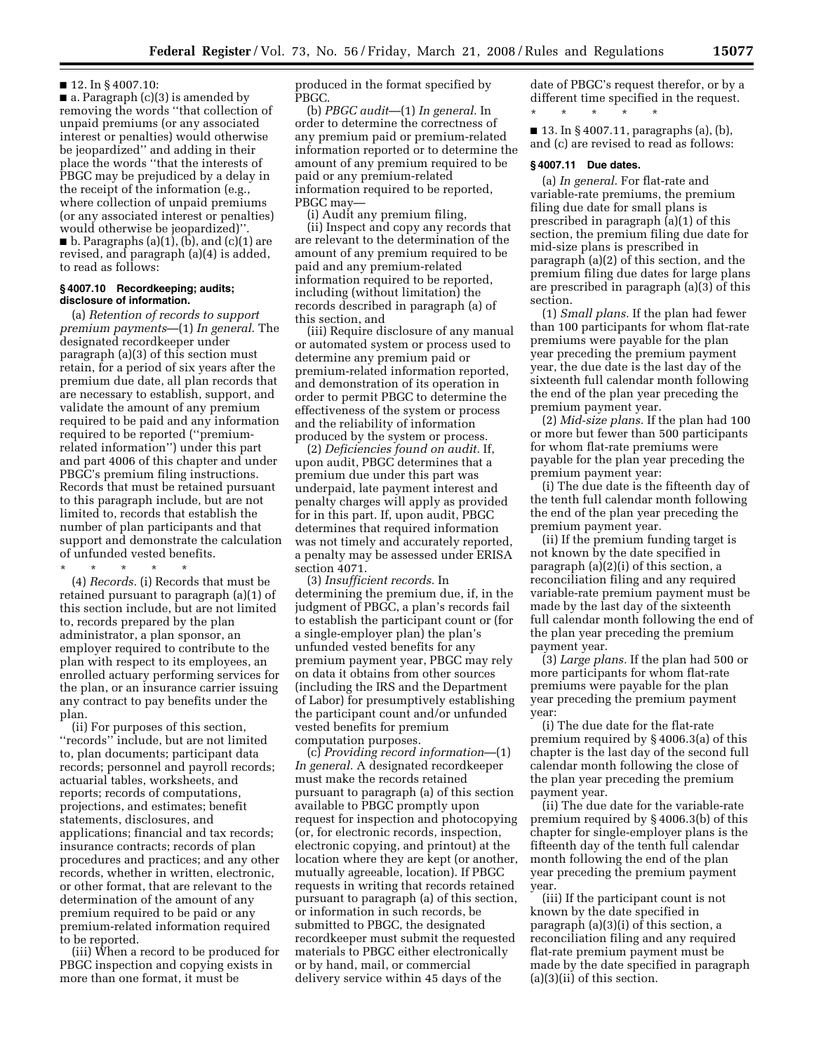■ 12. In § 4007.10:

■ a. Paragraph (c)(3) is amended by removing the words ''that collection of unpaid premiums (or any associated interest or penalties) would otherwise be jeopardized'' and adding in their place the words ''that the interests of PBGC may be prejudiced by a delay in the receipt of the information (e.g., where collection of unpaid premiums (or any associated interest or penalties) would otherwise be jeopardized)''.

■ b. Paragraphs (a)(1), (b), and (c)(1) are revised, and paragraph (a)(4) is added, to read as follows:

#### § 4007.10 Recordkeeping; audits; disclosure of information.

(a) *Retention of records to support premium payments*—(1) *In general.* The designated recordkeeper under paragraph (a)(3) of this section must retain, for a period of six years after the premium due date, all plan records that are necessary to establish, support, and validate the amount of any premium required to be paid and any information required to be reported (''premium-related information'') under this part and part 4006 of this chapter and under PBGC's premium filing instructions. Records that must be retained pursuant to this paragraph include, but are not limited to, records that establish the number of plan participants and that support and demonstrate the calculation of unfunded vested benefits.

\* \* \* \* \*

(4) *Records.* (i) Records that must be retained pursuant to paragraph (a)(1) of this section include, but are not limited to, records prepared by the plan administrator, a plan sponsor, an employer required to contribute to the plan with respect to its employees, an enrolled actuary performing services for the plan, or an insurance carrier issuing any contract to pay benefits under the plan.

(ii) For purposes of this section, ''records'' include, but are not limited to, plan documents; participant data records; personnel and payroll records; actuarial tables, worksheets, and reports; records of computations, projections, and estimates; benefit statements, disclosures, and applications; financial and tax records; insurance contracts; records of plan procedures and practices; and any other records, whether in written, electronic, or other format, that are relevant to the determination of the amount of any premium required to be paid or any premium-related information required to be reported.

(iii) When a record to be produced for PBGC inspection and copying exists in more than one format, it must be produced in the format specified by PBGC.

(b) *PBGC audit*—(1) *In general.* In order to determine the correctness of any premium paid or premium-related information reported or to determine the amount of any premium required to be paid or any premium-related information required to be reported, PBGC may—

(i) Audit any premium filing,

(ii) Inspect and copy any records that are relevant to the determination of the amount of any premium required to be paid and any premium-related information required to be reported, including (without limitation) the records described in paragraph (a) of this section, and

(iii) Require disclosure of any manual or automated system or process used to determine any premium paid or premium-related information reported, and demonstration of its operation in order to permit PBGC to determine the effectiveness of the system or process and the reliability of information produced by the system or process.

(2) *Deficiencies found on audit.* If, upon audit, PBGC determines that a premium due under this part was underpaid, late payment interest and penalty charges will apply as provided for in this part. If, upon audit, PBGC determines that required information was not timely and accurately reported, a penalty may be assessed under ERISA section 4071.

(3) *Insufficient records.* In determining the premium due, if, in the judgment of PBGC, a plan's records fail to establish the participant count or (for a single-employer plan) the plan's unfunded vested benefits for any premium payment year, PBGC may rely on data it obtains from other sources (including the IRS and the Department of Labor) for presumptively establishing the participant count and/or unfunded vested benefits for premium computation purposes.

(c) *Providing record information*—(1) *In general.* A designated recordkeeper must make the records retained pursuant to paragraph (a) of this section available to PBGC promptly upon request for inspection and photocopying (or, for electronic records, inspection, electronic copying, and printout) at the location where they are kept (or another, mutually agreeable, location). If PBGC requests in writing that records retained pursuant to paragraph (a) of this section, or information in such records, be submitted to PBGC, the designated recordkeeper must submit the requested materials to PBGC either electronically or by hand, mail, or commercial delivery service within 45 days of the date of PBGC's request therefor, or by a different time specified in the request.

\* \* \* \* \*

■ 13. In § 4007.11, paragraphs (a), (b), and (c) are revised to read as follows:

#### § 4007.11 Due dates.

(a) *In general.* For flat-rate and variable-rate premiums, the premium filing due date for small plans is prescribed in paragraph (a)(1) of this section, the premium filing due date for mid-size plans is prescribed in paragraph (a)(2) of this section, and the premium filing due dates for large plans are prescribed in paragraph (a)(3) of this section.

(1) *Small plans.* If the plan had fewer than 100 participants for whom flat-rate premiums were payable for the plan year preceding the premium payment year, the due date is the last day of the sixteenth full calendar month following the end of the plan year preceding the premium payment year.

(2) *Mid-size plans.* If the plan had 100 or more but fewer than 500 participants for whom flat-rate premiums were payable for the plan year preceding the premium payment year:

(i) The due date is the fifteenth day of the tenth full calendar month following the end of the plan year preceding the premium payment year.

(ii) If the premium funding target is not known by the date specified in paragraph (a)(2)(i) of this section, a reconciliation filing and any required variable-rate premium payment must be made by the last day of the sixteenth full calendar month following the end of the plan year preceding the premium payment year.

(3) *Large plans.* If the plan had 500 or more participants for whom flat-rate premiums were payable for the plan year preceding the premium payment year:

(i) The due date for the flat-rate premium required by § 4006.3(a) of this chapter is the last day of the second full calendar month following the close of the plan year preceding the premium payment year.

(ii) The due date for the variable-rate premium required by § 4006.3(b) of this chapter for single-employer plans is the fifteenth day of the tenth full calendar month following the end of the plan year preceding the premium payment year.

(iii) If the participant count is not known by the date specified in paragraph (a)(3)(i) of this section, a reconciliation filing and any required flat-rate premium payment must be made by the date specified in paragraph (a)(3)(ii) of this section.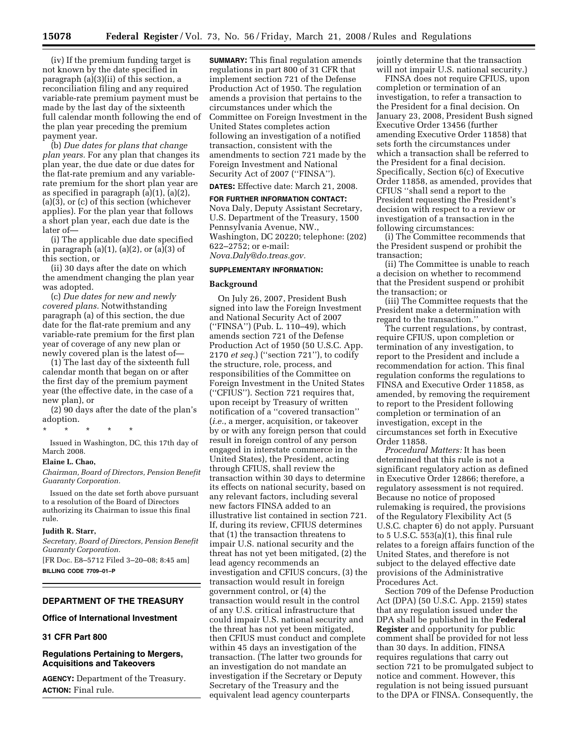(iv) If the premium funding target is not known by the date specified in paragraph (a)(3)(ii) of this section, a reconciliation filing and any required variable-rate premium payment must be made by the last day of the sixteenth full calendar month following the end of the plan year preceding the premium payment year.

(b) *Due dates for plans that change plan years.* For any plan that changes its plan year, the due date or due dates for the flat-rate premium and any variable-rate premium for the short plan year are as specified in paragraph (a)(1), (a)(2), (a)(3), or (c) of this section (whichever applies). For the plan year that follows a short plan year, each due date is the later of—

(i) The applicable due date specified in paragraph (a)(1), (a)(2), or (a)(3) of this section, or

(ii) 30 days after the date on which the amendment changing the plan year was adopted.

(c) *Due dates for new and newly covered plans.* Notwithstanding paragraph (a) of this section, the due date for the flat-rate premium and any variable-rate premium for the first plan year of coverage of any new plan or newly covered plan is the latest of—

(1) The last day of the sixteenth full calendar month that began on or after the first day of the premium payment year (the effective date, in the case of a new plan), or

(2) 90 days after the date of the plan's adoption.

\* \* \* \* \*

Issued in Washington, DC, this 17th day of March 2008.

**Elaine L. Chao,**

*Chairman, Board of Directors, Pension Benefit Guaranty Corporation.*

Issued on the date set forth above pursuant to a resolution of the Board of Directors authorizing its Chairman to issue this final rule.

**Judith R. Starr,**

*Secretary, Board of Directors, Pension Benefit Guaranty Corporation.*

[FR Doc. E8–5712 Filed 3–20–08; 8:45 am]

**BILLING CODE 7709–01–P**

---

## DEPARTMENT OF THE TREASURY

### Office of International Investment

### 31 CFR Part 800

### Regulations Pertaining to Mergers, Acquisitions and Takeovers

**AGENCY:** Department of the Treasury.

**ACTION:** Final rule.

**SUMMARY:** This final regulation amends regulations in part 800 of 31 CFR that implement section 721 of the Defense Production Act of 1950. The regulation amends a provision that pertains to the circumstances under which the Committee on Foreign Investment in the United States completes action following an investigation of a notified transaction, consistent with the amendments to section 721 made by the Foreign Investment and National Security Act of 2007 (''FINSA'').

**DATES:** Effective date: March 21, 2008.

**FOR FURTHER INFORMATION CONTACT:** Nova Daly, Deputy Assistant Secretary, U.S. Department of the Treasury, 1500 Pennsylvania Avenue, NW., Washington, DC 20220; telephone: (202) 622–2752; or e-mail: *Nova.Daly@do.treas.gov.*

**SUPPLEMENTARY INFORMATION:**

#### Background

On July 26, 2007, President Bush signed into law the Foreign Investment and National Security Act of 2007 (''FINSA'') (Pub. L. 110–49), which amends section 721 of the Defense Production Act of 1950 (50 U.S.C. App. 2170 *et seq.*) (''section 721''), to codify the structure, role, process, and responsibilities of the Committee on Foreign Investment in the United States (''CFIUS''). Section 721 requires that, upon receipt by Treasury of written notification of a ''covered transaction'' (*i.e.*, a merger, acquisition, or takeover by or with any foreign person that could result in foreign control of any person engaged in interstate commerce in the United States), the President, acting through CFIUS, shall review the transaction within 30 days to determine its effects on national security, based on any relevant factors, including several new factors FINSA added to an illustrative list contained in section 721. If, during its review, CFIUS determines that (1) the transaction threatens to impair U.S. national security and the threat has not yet been mitigated, (2) the lead agency recommends an investigation and CFIUS concurs, (3) the transaction would result in foreign government control, or (4) the transaction would result in the control of any U.S. critical infrastructure that could impair U.S. national security and the threat has not yet been mitigated, then CFIUS must conduct and complete within 45 days an investigation of the transaction. (The latter two grounds for an investigation do not mandate an investigation if the Secretary or Deputy Secretary of the Treasury and the equivalent lead agency counterparts jointly determine that the transaction will not impair U.S. national security.)

FINSA does not require CFIUS, upon completion or termination of an investigation, to refer a transaction to the President for a final decision. On January 23, 2008, President Bush signed Executive Order 13456 (further amending Executive Order 11858) that sets forth the circumstances under which a transaction shall be referred to the President for a final decision. Specifically, Section 6(c) of Executive Order 11858, as amended, provides that CFIUS ''shall send a report to the President requesting the President's decision with respect to a review or investigation of a transaction in the following circumstances:

(i) The Committee recommends that the President suspend or prohibit the transaction;

(ii) The Committee is unable to reach a decision on whether to recommend that the President suspend or prohibit the transaction; or

(iii) The Committee requests that the President make a determination with regard to the transaction.''

The current regulations, by contrast, require CFIUS, upon completion or termination of any investigation, to report to the President and include a recommendation for action. This final regulation conforms the regulations to FINSA and Executive Order 11858, as amended, by removing the requirement to report to the President following completion or termination of an investigation, except in the circumstances set forth in Executive Order 11858.

*Procedural Matters:* It has been determined that this rule is not a significant regulatory action as defined in Executive Order 12866; therefore, a regulatory assessment is not required. Because no notice of proposed rulemaking is required, the provisions of the Regulatory Flexibility Act (5 U.S.C. chapter 6) do not apply. Pursuant to 5 U.S.C. 553(a)(1), this final rule relates to a foreign affairs function of the United States, and therefore is not subject to the delayed effective date provisions of the Administrative Procedures Act.

Section 709 of the Defense Production Act (DPA) (50 U.S.C. App. 2159) states that any regulation issued under the DPA shall be published in the **Federal Register** and opportunity for public comment shall be provided for not less than 30 days. In addition, FINSA requires regulations that carry out section 721 to be promulgated subject to notice and comment. However, this regulation is not being issued pursuant to the DPA or FINSA. Consequently, the